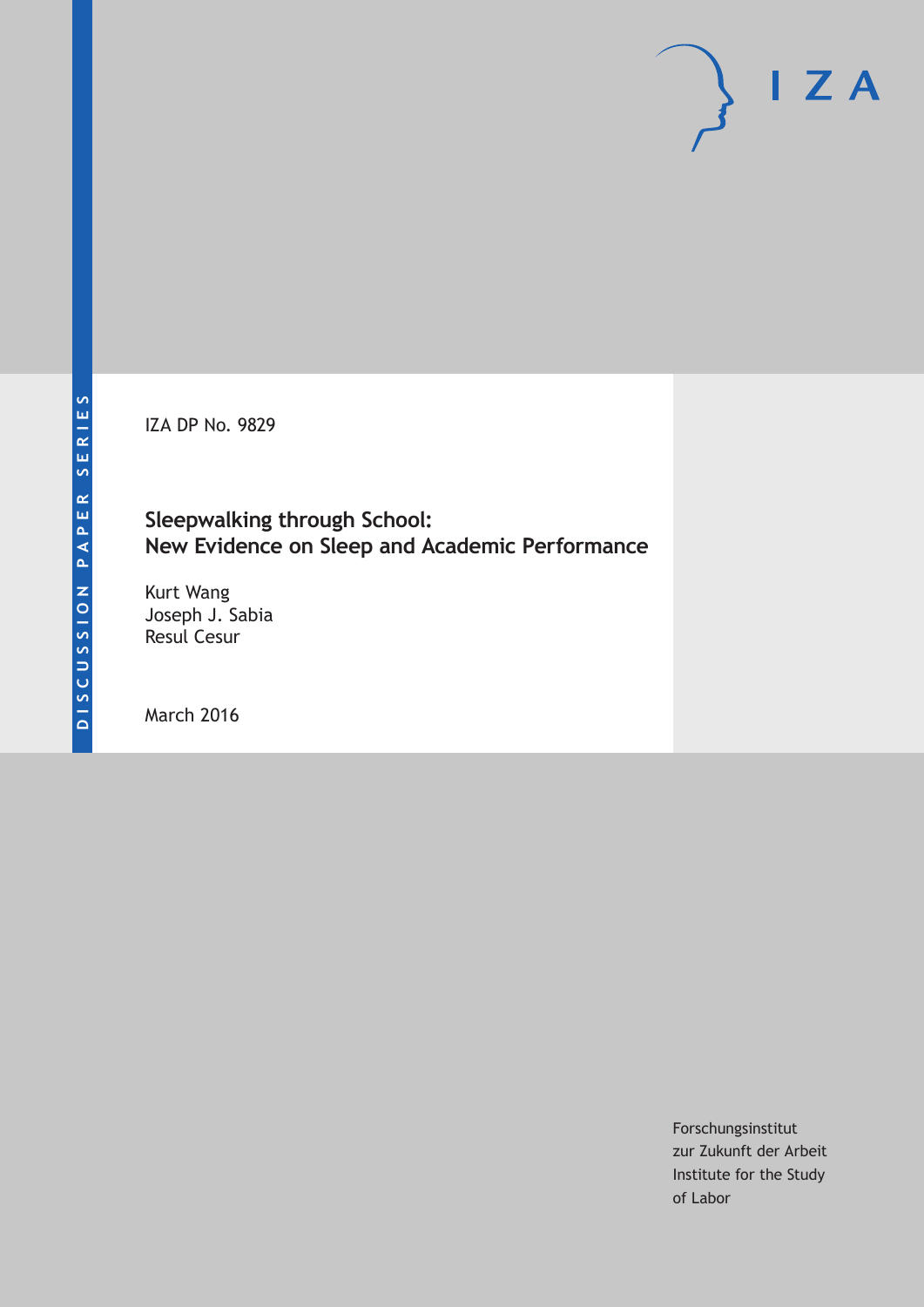DISCUSSION PAPER SERIES

IZA DP No. 9829

# Sleepwalking through School: New Evidence on Sleep and Academic Performance

Kurt Wang
Joseph J. Sabia
Resul Cesur

March 2016

Forschungsinstitut
zur Zukunft der Arbeit
Institute for the Study
of Labor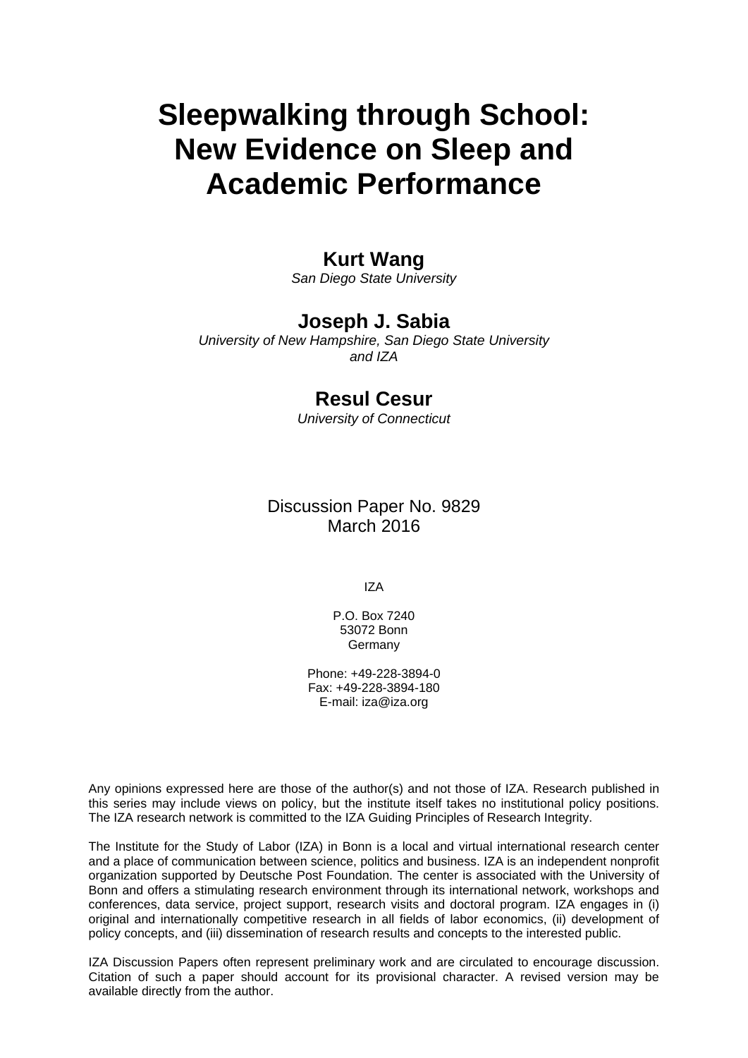# Sleepwalking through School: New Evidence on Sleep and Academic Performance

**Kurt Wang**
*San Diego State University*

**Joseph J. Sabia**
*University of New Hampshire, San Diego State University and IZA*

**Resul Cesur**
*University of Connecticut*

Discussion Paper No. 9829
March 2016

IZA

P.O. Box 7240
53072 Bonn
Germany

Phone: +49-228-3894-0
Fax: +49-228-3894-180
E-mail: iza@iza.org

Any opinions expressed here are those of the author(s) and not those of IZA. Research published in this series may include views on policy, but the institute itself takes no institutional policy positions. The IZA research network is committed to the IZA Guiding Principles of Research Integrity.

The Institute for the Study of Labor (IZA) in Bonn is a local and virtual international research center and a place of communication between science, politics and business. IZA is an independent nonprofit organization supported by Deutsche Post Foundation. The center is associated with the University of Bonn and offers a stimulating research environment through its international network, workshops and conferences, data service, project support, research visits and doctoral program. IZA engages in (i) original and internationally competitive research in all fields of labor economics, (ii) development of policy concepts, and (iii) dissemination of research results and concepts to the interested public.

IZA Discussion Papers often represent preliminary work and are circulated to encourage discussion. Citation of such a paper should account for its provisional character. A revised version may be available directly from the author.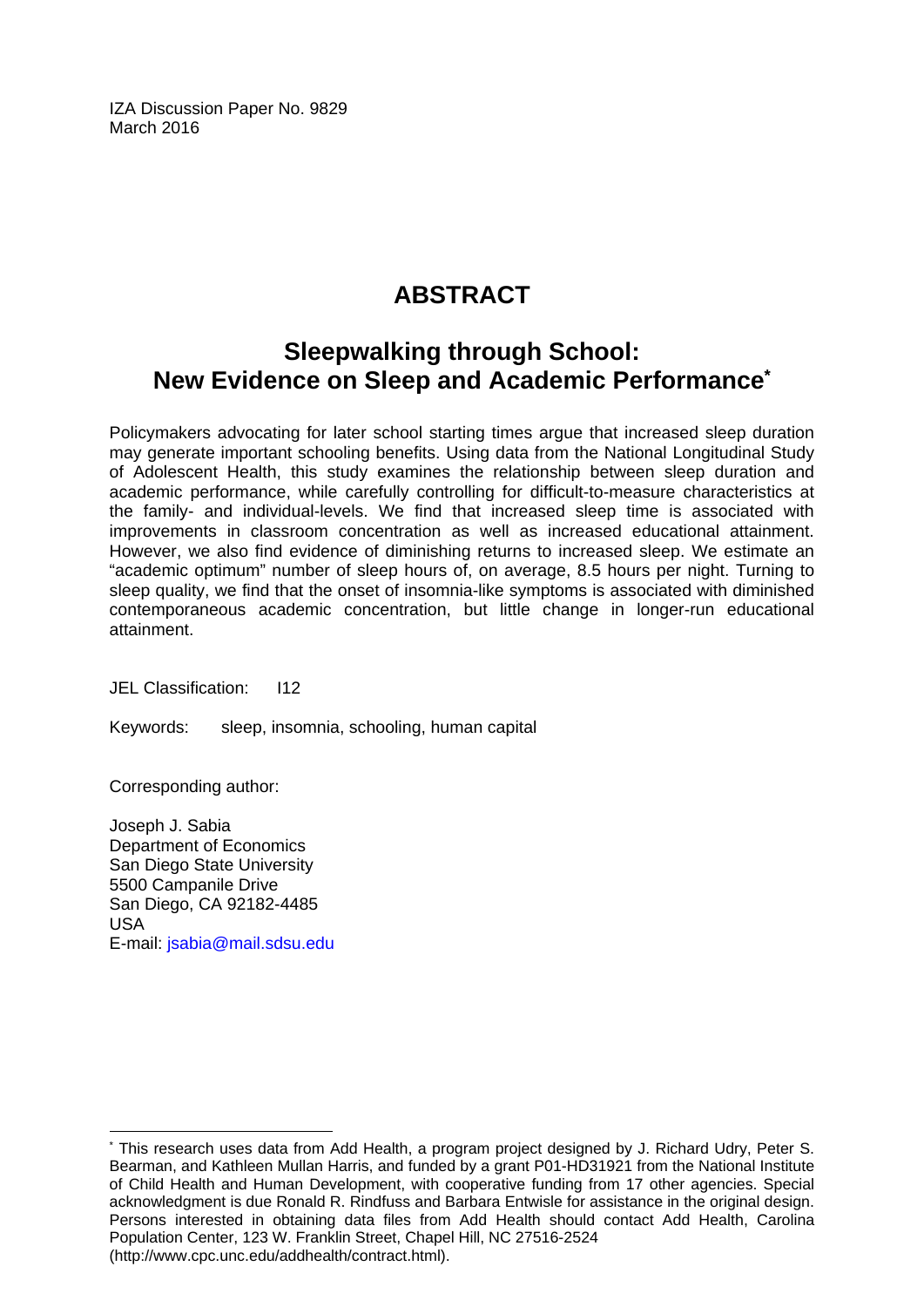IZA Discussion Paper No. 9829
March 2016

# ABSTRACT

## Sleepwalking through School: New Evidence on Sleep and Academic Performance*

Policymakers advocating for later school starting times argue that increased sleep duration may generate important schooling benefits. Using data from the National Longitudinal Study of Adolescent Health, this study examines the relationship between sleep duration and academic performance, while carefully controlling for difficult-to-measure characteristics at the family- and individual-levels. We find that increased sleep time is associated with improvements in classroom concentration as well as increased educational attainment. However, we also find evidence of diminishing returns to increased sleep. We estimate an "academic optimum" number of sleep hours of, on average, 8.5 hours per night. Turning to sleep quality, we find that the onset of insomnia-like symptoms is associated with diminished contemporaneous academic concentration, but little change in longer-run educational attainment.

JEL Classification: I12

Keywords: sleep, insomnia, schooling, human capital

Corresponding author:

Joseph J. Sabia
Department of Economics
San Diego State University
5500 Campanile Drive
San Diego, CA 92182-4485
USA
E-mail: jsabia@mail.sdsu.edu

---

* This research uses data from Add Health, a program project designed by J. Richard Udry, Peter S. Bearman, and Kathleen Mullan Harris, and funded by a grant P01-HD31921 from the National Institute of Child Health and Human Development, with cooperative funding from 17 other agencies. Special acknowledgment is due Ronald R. Rindfuss and Barbara Entwisle for assistance in the original design. Persons interested in obtaining data files from Add Health should contact Add Health, Carolina Population Center, 123 W. Franklin Street, Chapel Hill, NC 27516-2524 (http://www.cpc.unc.edu/addhealth/contract.html).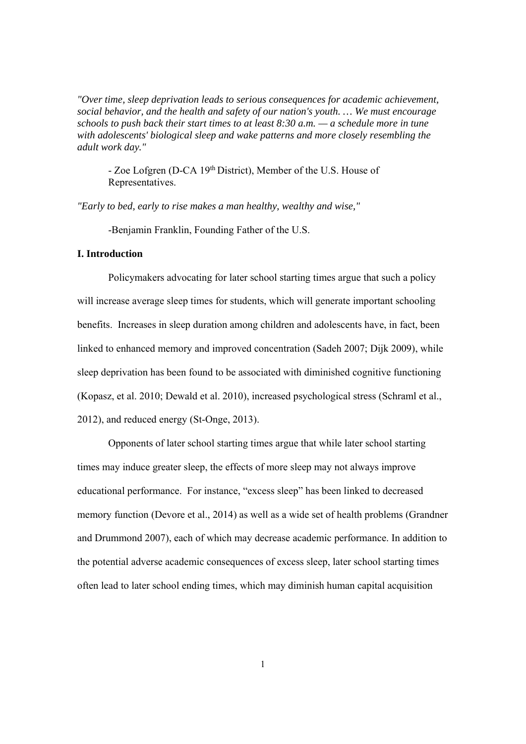*"Over time, sleep deprivation leads to serious consequences for academic achievement, social behavior, and the health and safety of our nation's youth. … We must encourage schools to push back their start times to at least 8:30 a.m. — a schedule more in tune with adolescents' biological sleep and wake patterns and more closely resembling the adult work day."*

> - Zoe Lofgren (D-CA 19th District), Member of the U.S. House of Representatives.

*"Early to bed, early to rise makes a man healthy, wealthy and wise,"*

> -Benjamin Franklin, Founding Father of the U.S.

## I. Introduction

Policymakers advocating for later school starting times argue that such a policy will increase average sleep times for students, which will generate important schooling benefits. Increases in sleep duration among children and adolescents have, in fact, been linked to enhanced memory and improved concentration (Sadeh 2007; Dijk 2009), while sleep deprivation has been found to be associated with diminished cognitive functioning (Kopasz, et al. 2010; Dewald et al. 2010), increased psychological stress (Schraml et al., 2012), and reduced energy (St-Onge, 2013).

Opponents of later school starting times argue that while later school starting times may induce greater sleep, the effects of more sleep may not always improve educational performance. For instance, "excess sleep" has been linked to decreased memory function (Devore et al., 2014) as well as a wide set of health problems (Grandner and Drummond 2007), each of which may decrease academic performance. In addition to the potential adverse academic consequences of excess sleep, later school starting times often lead to later school ending times, which may diminish human capital acquisition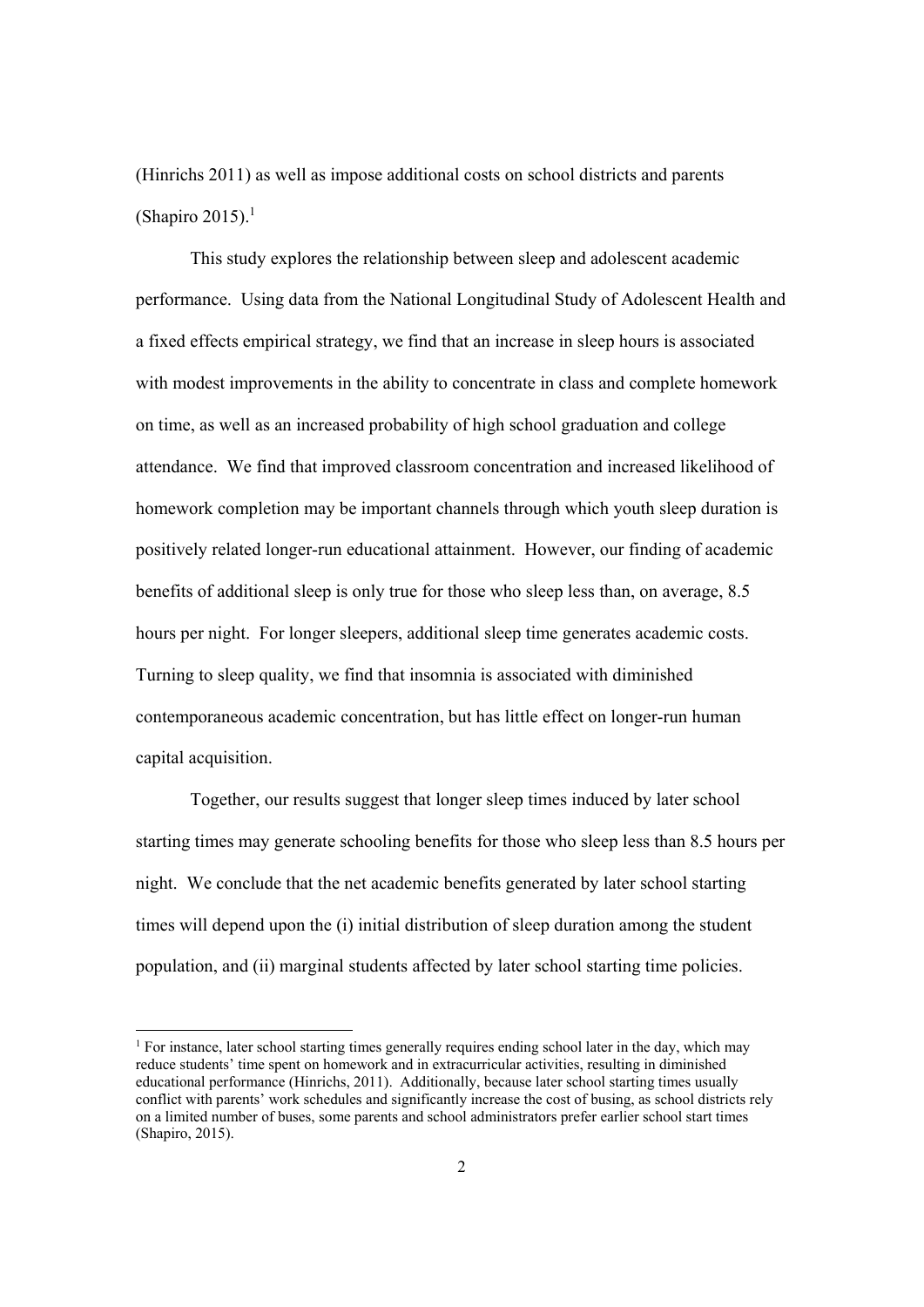(Hinrichs 2011) as well as impose additional costs on school districts and parents (Shapiro 2015).[1]

This study explores the relationship between sleep and adolescent academic performance. Using data from the National Longitudinal Study of Adolescent Health and a fixed effects empirical strategy, we find that an increase in sleep hours is associated with modest improvements in the ability to concentrate in class and complete homework on time, as well as an increased probability of high school graduation and college attendance. We find that improved classroom concentration and increased likelihood of homework completion may be important channels through which youth sleep duration is positively related longer-run educational attainment. However, our finding of academic benefits of additional sleep is only true for those who sleep less than, on average, 8.5 hours per night. For longer sleepers, additional sleep time generates academic costs. Turning to sleep quality, we find that insomnia is associated with diminished contemporaneous academic concentration, but has little effect on longer-run human capital acquisition.

Together, our results suggest that longer sleep times induced by later school starting times may generate schooling benefits for those who sleep less than 8.5 hours per night. We conclude that the net academic benefits generated by later school starting times will depend upon the (i) initial distribution of sleep duration among the student population, and (ii) marginal students affected by later school starting time policies.

[1] For instance, later school starting times generally requires ending school later in the day, which may reduce students' time spent on homework and in extracurricular activities, resulting in diminished educational performance (Hinrichs, 2011). Additionally, because later school starting times usually conflict with parents' work schedules and significantly increase the cost of busing, as school districts rely on a limited number of buses, some parents and school administrators prefer earlier school start times (Shapiro, 2015).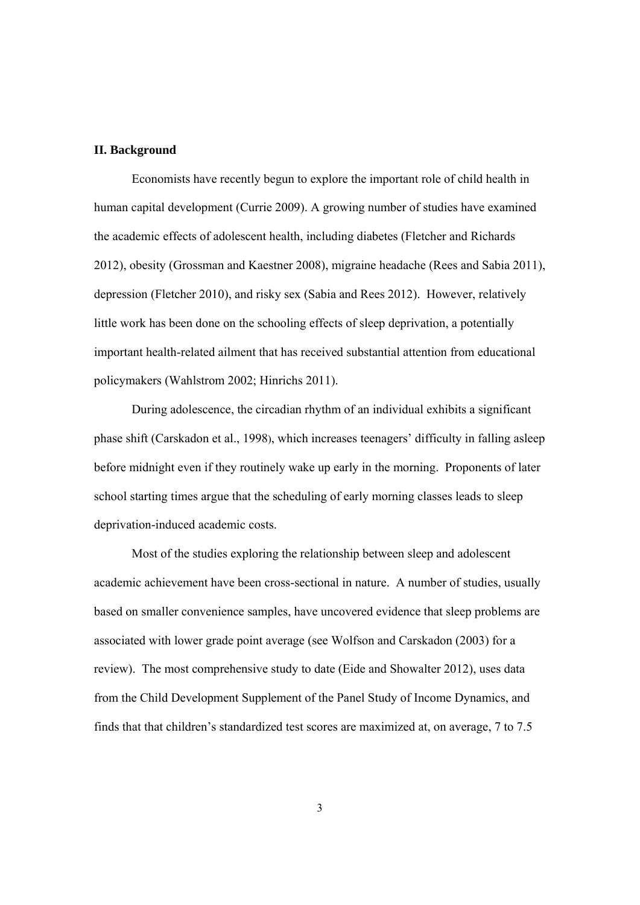**II. Background**

Economists have recently begun to explore the important role of child health in human capital development (Currie 2009). A growing number of studies have examined the academic effects of adolescent health, including diabetes (Fletcher and Richards 2012), obesity (Grossman and Kaestner 2008), migraine headache (Rees and Sabia 2011), depression (Fletcher 2010), and risky sex (Sabia and Rees 2012). However, relatively little work has been done on the schooling effects of sleep deprivation, a potentially important health-related ailment that has received substantial attention from educational policymakers (Wahlstrom 2002; Hinrichs 2011).

During adolescence, the circadian rhythm of an individual exhibits a significant phase shift (Carskadon et al., 1998), which increases teenagers' difficulty in falling asleep before midnight even if they routinely wake up early in the morning. Proponents of later school starting times argue that the scheduling of early morning classes leads to sleep deprivation-induced academic costs.

Most of the studies exploring the relationship between sleep and adolescent academic achievement have been cross-sectional in nature. A number of studies, usually based on smaller convenience samples, have uncovered evidence that sleep problems are associated with lower grade point average (see Wolfson and Carskadon (2003) for a review). The most comprehensive study to date (Eide and Showalter 2012), uses data from the Child Development Supplement of the Panel Study of Income Dynamics, and finds that that children's standardized test scores are maximized at, on average, 7 to 7.5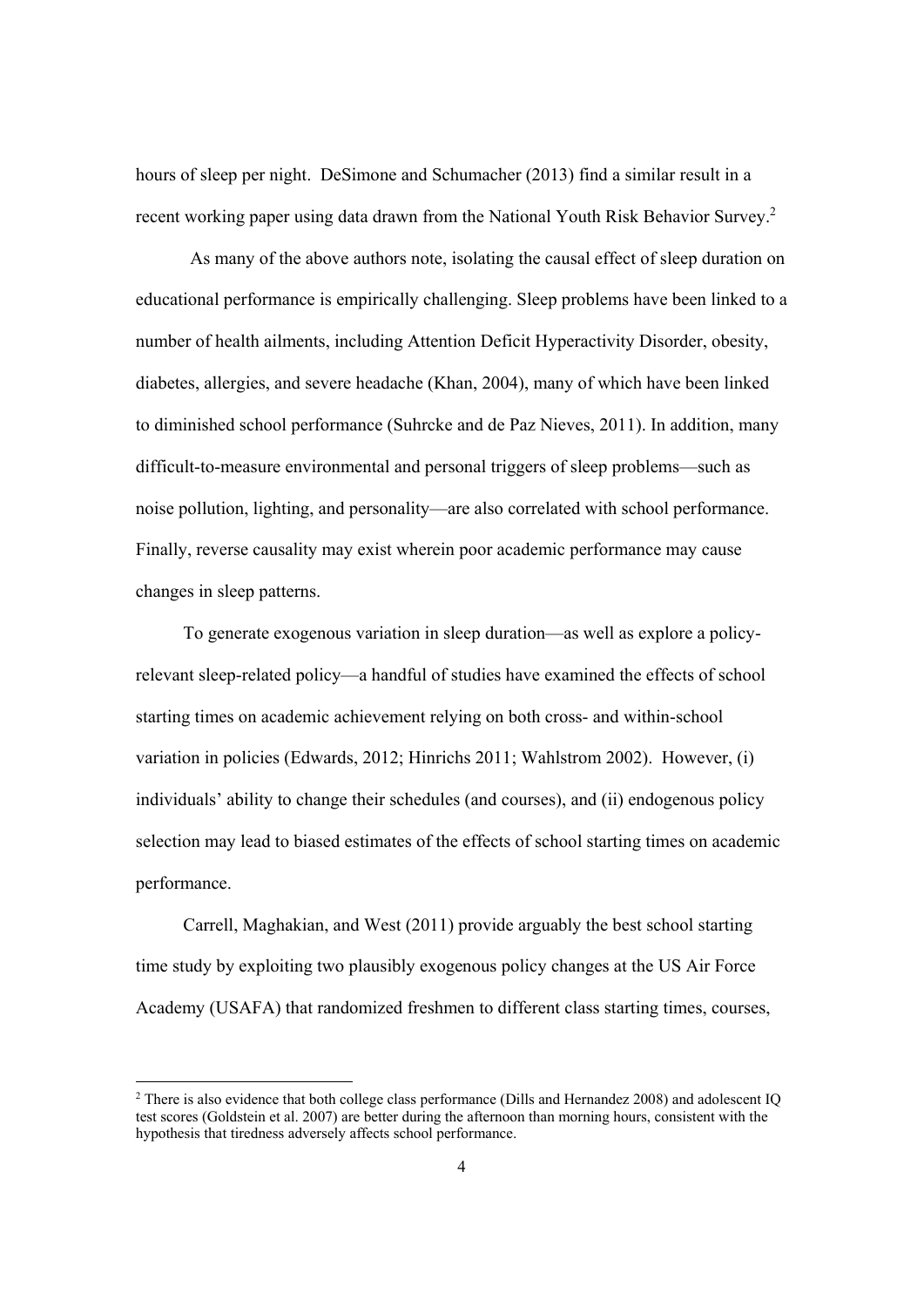hours of sleep per night. DeSimone and Schumacher (2013) find a similar result in a recent working paper using data drawn from the National Youth Risk Behavior Survey.[2]

As many of the above authors note, isolating the causal effect of sleep duration on educational performance is empirically challenging. Sleep problems have been linked to a number of health ailments, including Attention Deficit Hyperactivity Disorder, obesity, diabetes, allergies, and severe headache (Khan, 2004), many of which have been linked to diminished school performance (Suhrcke and de Paz Nieves, 2011). In addition, many difficult-to-measure environmental and personal triggers of sleep problems—such as noise pollution, lighting, and personality—are also correlated with school performance. Finally, reverse causality may exist wherein poor academic performance may cause changes in sleep patterns.

To generate exogenous variation in sleep duration—as well as explore a policy-relevant sleep-related policy—a handful of studies have examined the effects of school starting times on academic achievement relying on both cross- and within-school variation in policies (Edwards, 2012; Hinrichs 2011; Wahlstrom 2002). However, (i) individuals' ability to change their schedules (and courses), and (ii) endogenous policy selection may lead to biased estimates of the effects of school starting times on academic performance.

Carrell, Maghakian, and West (2011) provide arguably the best school starting time study by exploiting two plausibly exogenous policy changes at the US Air Force Academy (USAFA) that randomized freshmen to different class starting times, courses,

[2] There is also evidence that both college class performance (Dills and Hernandez 2008) and adolescent IQ test scores (Goldstein et al. 2007) are better during the afternoon than morning hours, consistent with the hypothesis that tiredness adversely affects school performance.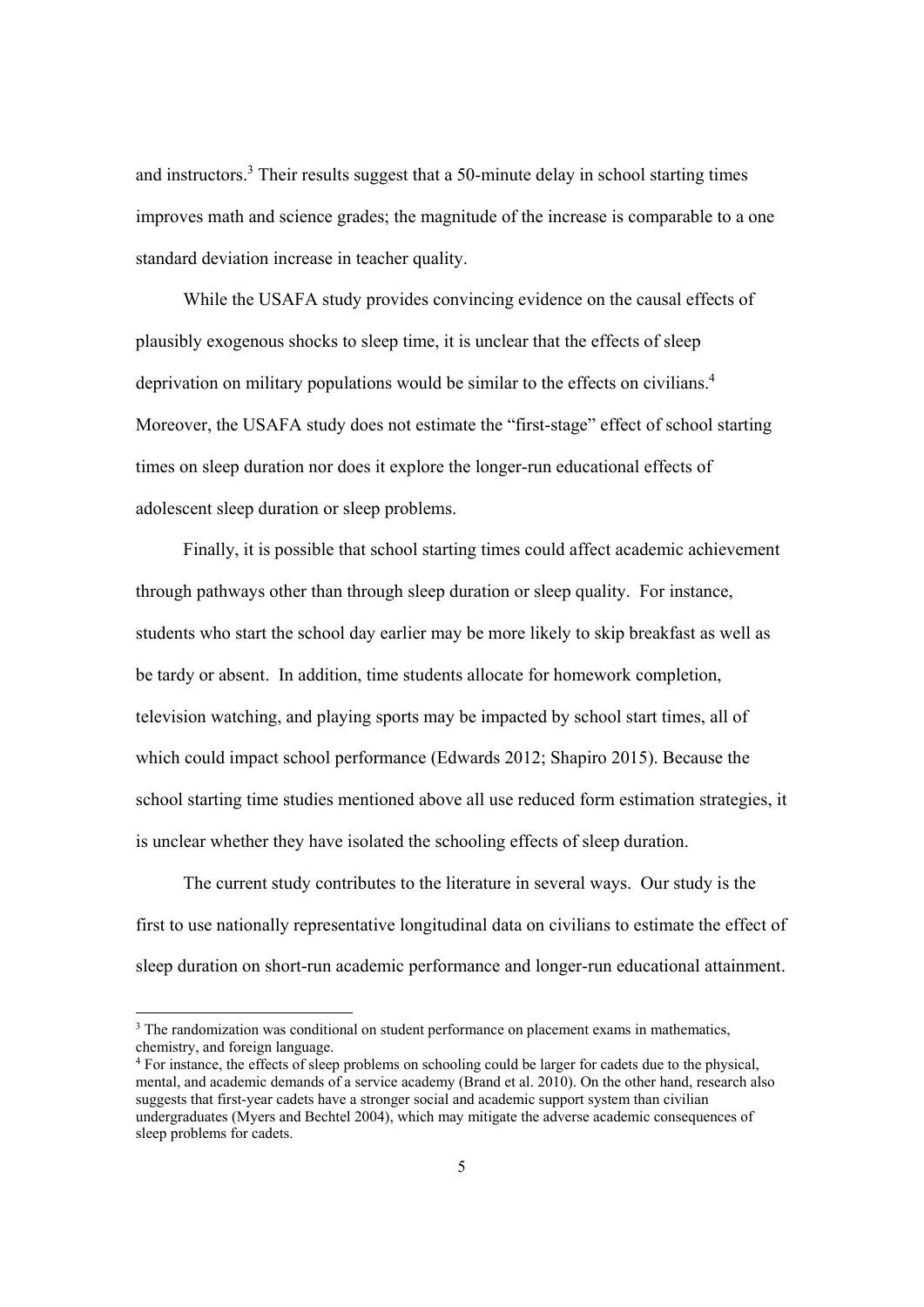and instructors.[3] Their results suggest that a 50-minute delay in school starting times improves math and science grades; the magnitude of the increase is comparable to a one standard deviation increase in teacher quality.

While the USAFA study provides convincing evidence on the causal effects of plausibly exogenous shocks to sleep time, it is unclear that the effects of sleep deprivation on military populations would be similar to the effects on civilians.[4] Moreover, the USAFA study does not estimate the "first-stage" effect of school starting times on sleep duration nor does it explore the longer-run educational effects of adolescent sleep duration or sleep problems.

Finally, it is possible that school starting times could affect academic achievement through pathways other than through sleep duration or sleep quality. For instance, students who start the school day earlier may be more likely to skip breakfast as well as be tardy or absent. In addition, time students allocate for homework completion, television watching, and playing sports may be impacted by school start times, all of which could impact school performance (Edwards 2012; Shapiro 2015). Because the school starting time studies mentioned above all use reduced form estimation strategies, it is unclear whether they have isolated the schooling effects of sleep duration.

The current study contributes to the literature in several ways. Our study is the first to use nationally representative longitudinal data on civilians to estimate the effect of sleep duration on short-run academic performance and longer-run educational attainment.

[3] The randomization was conditional on student performance on placement exams in mathematics, chemistry, and foreign language.

[4] For instance, the effects of sleep problems on schooling could be larger for cadets due to the physical, mental, and academic demands of a service academy (Brand et al. 2010). On the other hand, research also suggests that first-year cadets have a stronger social and academic support system than civilian undergraduates (Myers and Bechtel 2004), which may mitigate the adverse academic consequences of sleep problems for cadets.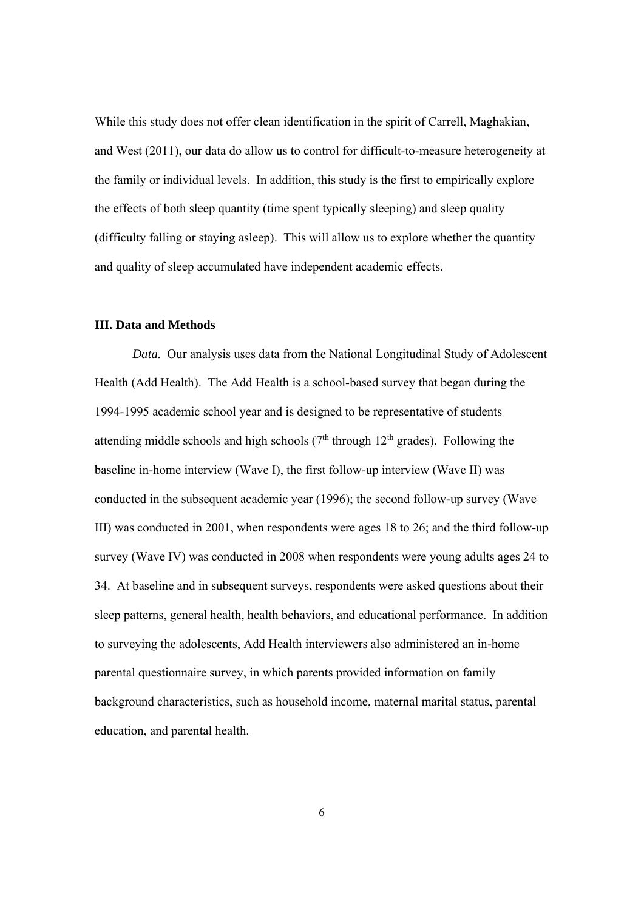While this study does not offer clean identification in the spirit of Carrell, Maghakian, and West (2011), our data do allow us to control for difficult-to-measure heterogeneity at the family or individual levels. In addition, this study is the first to empirically explore the effects of both sleep quantity (time spent typically sleeping) and sleep quality (difficulty falling or staying asleep). This will allow us to explore whether the quantity and quality of sleep accumulated have independent academic effects.

## III. Data and Methods

*Data.* Our analysis uses data from the National Longitudinal Study of Adolescent Health (Add Health). The Add Health is a school-based survey that began during the 1994-1995 academic school year and is designed to be representative of students attending middle schools and high schools (7th through 12th grades). Following the baseline in-home interview (Wave I), the first follow-up interview (Wave II) was conducted in the subsequent academic year (1996); the second follow-up survey (Wave III) was conducted in 2001, when respondents were ages 18 to 26; and the third follow-up survey (Wave IV) was conducted in 2008 when respondents were young adults ages 24 to 34. At baseline and in subsequent surveys, respondents were asked questions about their sleep patterns, general health, health behaviors, and educational performance. In addition to surveying the adolescents, Add Health interviewers also administered an in-home parental questionnaire survey, in which parents provided information on family background characteristics, such as household income, maternal marital status, parental education, and parental health.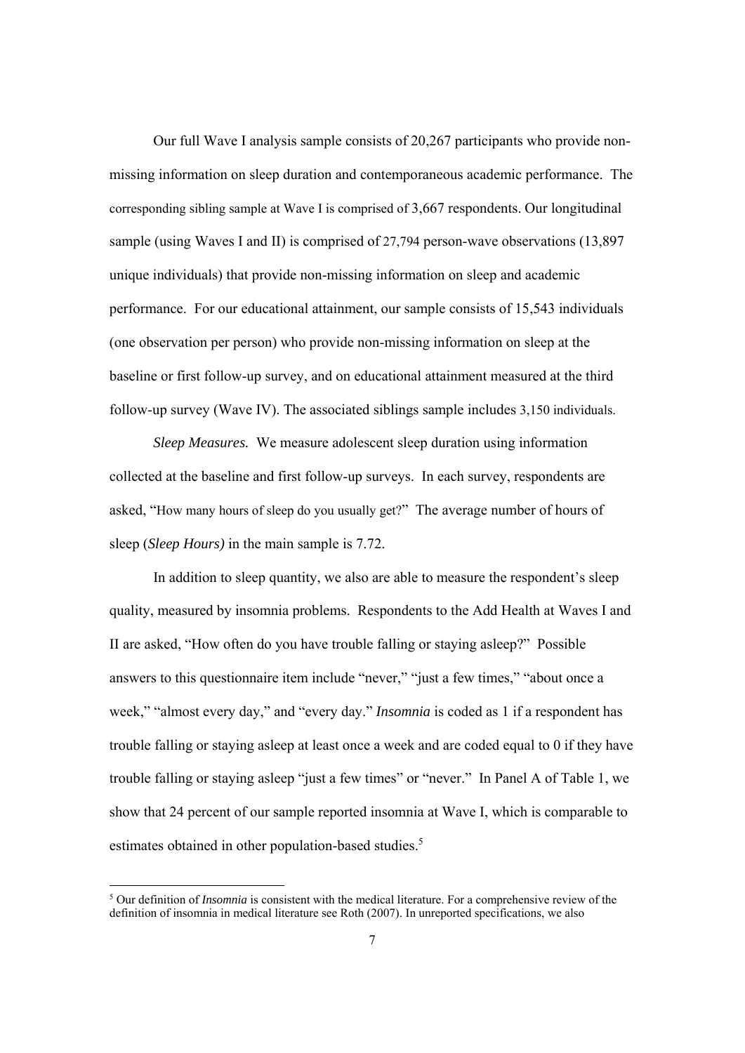Our full Wave I analysis sample consists of 20,267 participants who provide non-missing information on sleep duration and contemporaneous academic performance. The corresponding sibling sample at Wave I is comprised of 3,667 respondents. Our longitudinal sample (using Waves I and II) is comprised of 27,794 person-wave observations (13,897 unique individuals) that provide non-missing information on sleep and academic performance. For our educational attainment, our sample consists of 15,543 individuals (one observation per person) who provide non-missing information on sleep at the baseline or first follow-up survey, and on educational attainment measured at the third follow-up survey (Wave IV). The associated siblings sample includes 3,150 individuals.

*Sleep Measures.* We measure adolescent sleep duration using information collected at the baseline and first follow-up surveys. In each survey, respondents are asked, "How many hours of sleep do you usually get?" The average number of hours of sleep (*Sleep Hours)* in the main sample is 7.72.

In addition to sleep quantity, we also are able to measure the respondent's sleep quality, measured by insomnia problems. Respondents to the Add Health at Waves I and II are asked, "How often do you have trouble falling or staying asleep?" Possible answers to this questionnaire item include "never," "just a few times," "about once a week," "almost every day," and "every day." *Insomnia* is coded as 1 if a respondent has trouble falling or staying asleep at least once a week and are coded equal to 0 if they have trouble falling or staying asleep "just a few times" or "never." In Panel A of Table 1, we show that 24 percent of our sample reported insomnia at Wave I, which is comparable to estimates obtained in other population-based studies.[5]

[5] Our definition of *Insomnia* is consistent with the medical literature. For a comprehensive review of the definition of insomnia in medical literature see Roth (2007). In unreported specifications, we also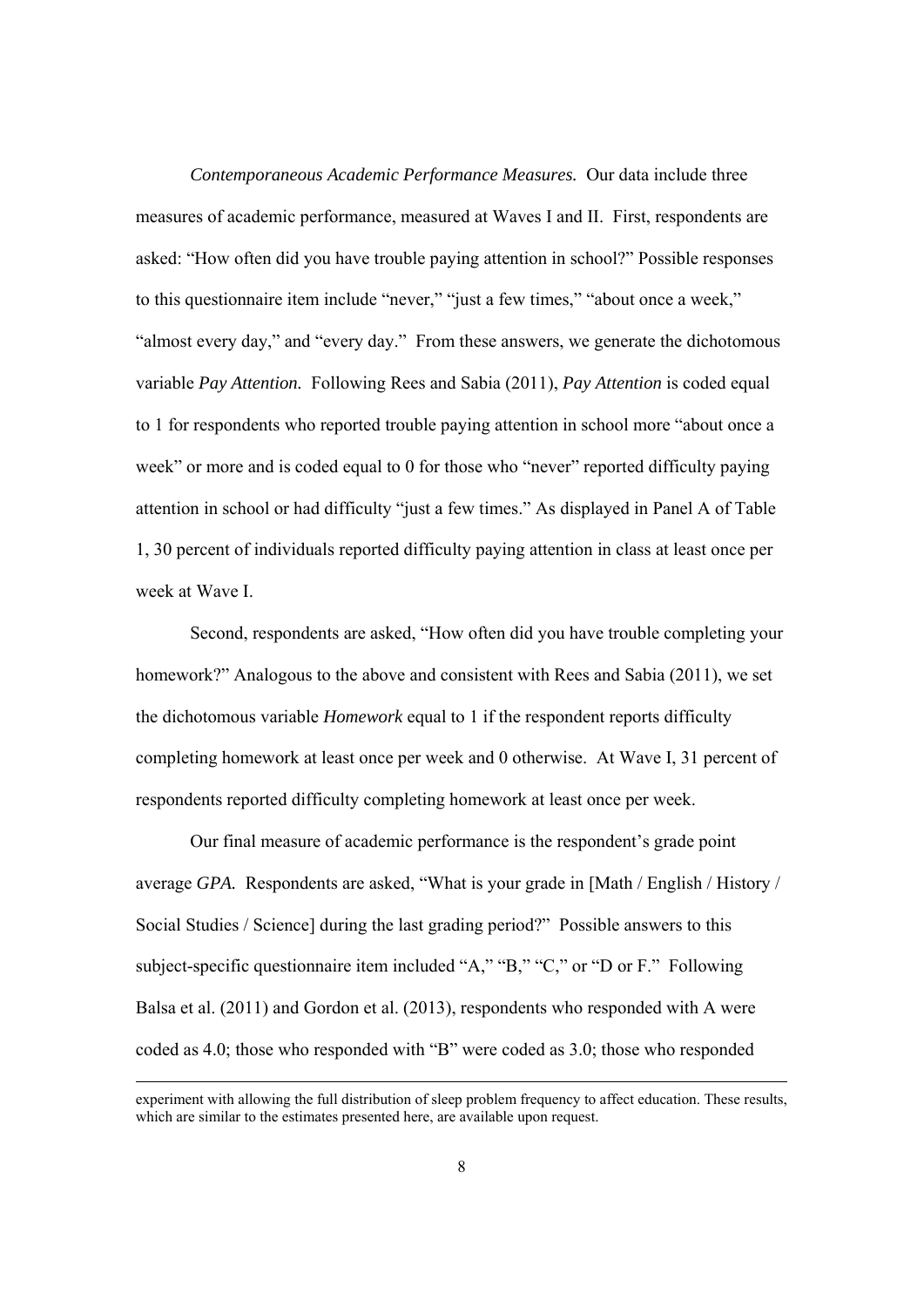*Contemporaneous Academic Performance Measures.* Our data include three measures of academic performance, measured at Waves I and II. First, respondents are asked: "How often did you have trouble paying attention in school?" Possible responses to this questionnaire item include "never," "just a few times," "about once a week," "almost every day," and "every day." From these answers, we generate the dichotomous variable *Pay Attention.* Following Rees and Sabia (2011), *Pay Attention* is coded equal to 1 for respondents who reported trouble paying attention in school more "about once a week" or more and is coded equal to 0 for those who "never" reported difficulty paying attention in school or had difficulty "just a few times." As displayed in Panel A of Table 1, 30 percent of individuals reported difficulty paying attention in class at least once per week at Wave I.

Second, respondents are asked, "How often did you have trouble completing your homework?" Analogous to the above and consistent with Rees and Sabia (2011), we set the dichotomous variable *Homework* equal to 1 if the respondent reports difficulty completing homework at least once per week and 0 otherwise. At Wave I, 31 percent of respondents reported difficulty completing homework at least once per week.

Our final measure of academic performance is the respondent's grade point average *GPA.* Respondents are asked, "What is your grade in [Math / English / History / Social Studies / Science] during the last grading period?" Possible answers to this subject-specific questionnaire item included "A," "B," "C," or "D or F." Following Balsa et al. (2011) and Gordon et al. (2013), respondents who responded with A were coded as 4.0; those who responded with "B" were coded as 3.0; those who responded

experiment with allowing the full distribution of sleep problem frequency to affect education. These results, which are similar to the estimates presented here, are available upon request.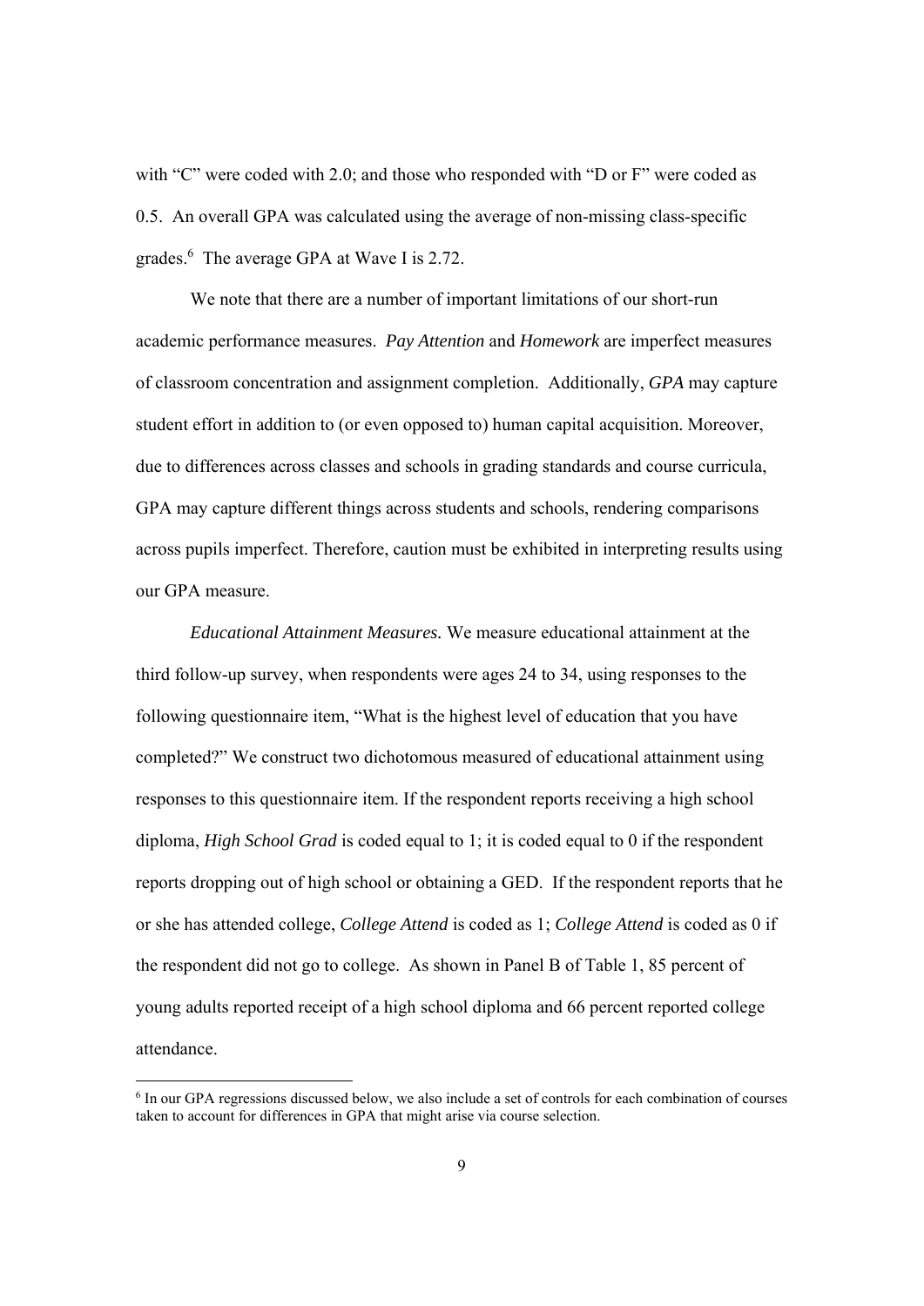with "C" were coded with 2.0; and those who responded with "D or F" were coded as 0.5. An overall GPA was calculated using the average of non-missing class-specific grades.[6] The average GPA at Wave I is 2.72.

We note that there are a number of important limitations of our short-run academic performance measures. *Pay Attention* and *Homework* are imperfect measures of classroom concentration and assignment completion. Additionally, *GPA* may capture student effort in addition to (or even opposed to) human capital acquisition. Moreover, due to differences across classes and schools in grading standards and course curricula, GPA may capture different things across students and schools, rendering comparisons across pupils imperfect. Therefore, caution must be exhibited in interpreting results using our GPA measure.

*Educational Attainment Measures.* We measure educational attainment at the third follow-up survey, when respondents were ages 24 to 34, using responses to the following questionnaire item, "What is the highest level of education that you have completed?" We construct two dichotomous measured of educational attainment using responses to this questionnaire item. If the respondent reports receiving a high school diploma, *High School Grad* is coded equal to 1; it is coded equal to 0 if the respondent reports dropping out of high school or obtaining a GED. If the respondent reports that he or she has attended college, *College Attend* is coded as 1; *College Attend* is coded as 0 if the respondent did not go to college. As shown in Panel B of Table 1, 85 percent of young adults reported receipt of a high school diploma and 66 percent reported college attendance.

[6] In our GPA regressions discussed below, we also include a set of controls for each combination of courses taken to account for differences in GPA that might arise via course selection.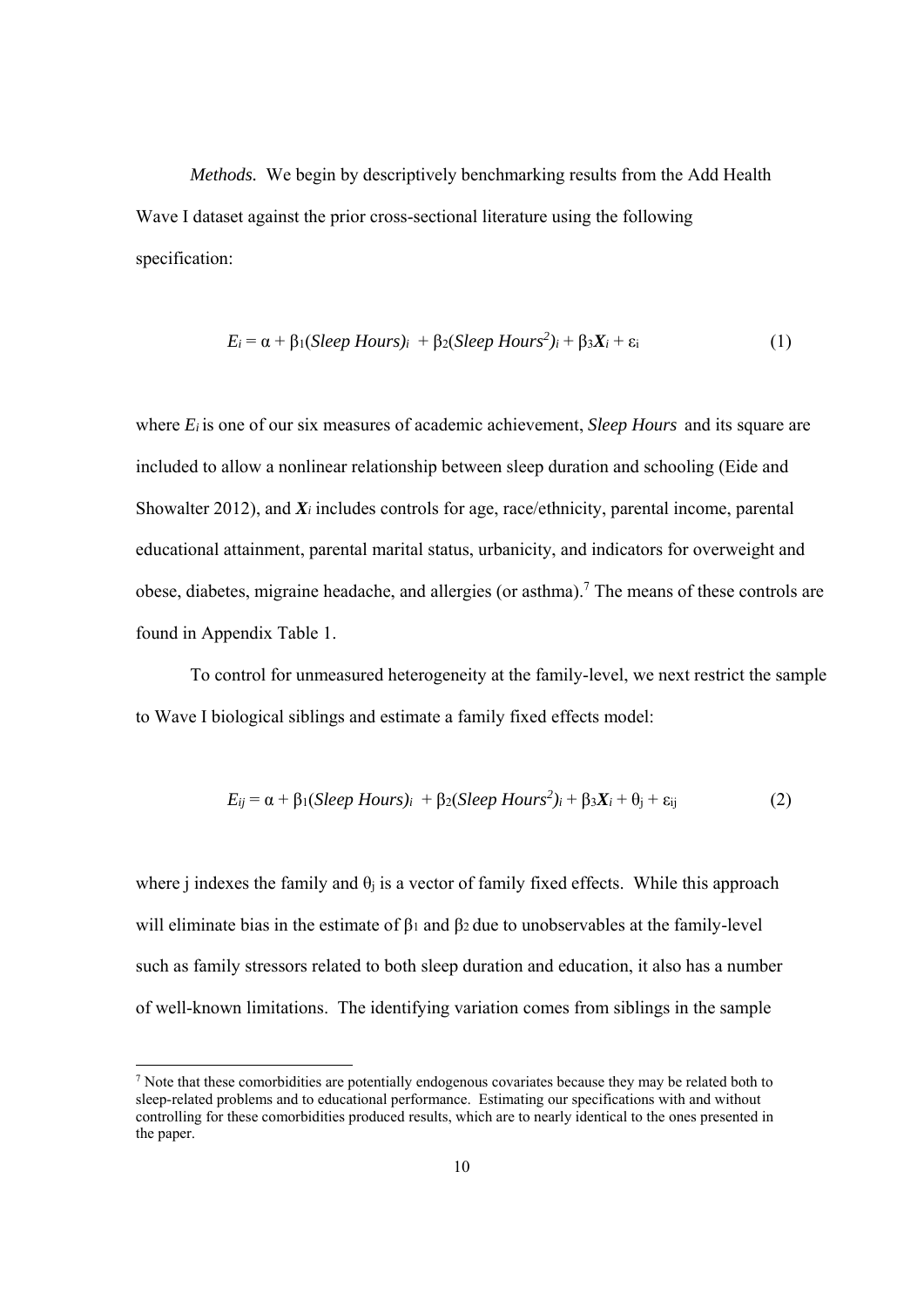*Methods.* We begin by descriptively benchmarking results from the Add Health Wave I dataset against the prior cross-sectional literature using the following specification:

$$E_i = \alpha + \beta_1(\textit{Sleep Hours})_i + \beta_2(\textit{Sleep Hours}^2)_i + \beta_3\boldsymbol{X}_i + \varepsilon_i \qquad (1)$$

where $E_i$ is one of our six measures of academic achievement, *Sleep Hours* and its square are included to allow a nonlinear relationship between sleep duration and schooling (Eide and Showalter 2012), and $\boldsymbol{X}_i$ includes controls for age, race/ethnicity, parental income, parental educational attainment, parental marital status, urbanicity, and indicators for overweight and obese, diabetes, migraine headache, and allergies (or asthma).[7] The means of these controls are found in Appendix Table 1.

To control for unmeasured heterogeneity at the family-level, we next restrict the sample to Wave I biological siblings and estimate a family fixed effects model:

$$E_{ij} = \alpha + \beta_1(\textit{Sleep Hours})_i + \beta_2(\textit{Sleep Hours}^2)_i + \beta_3\boldsymbol{X}_i + \theta_j + \varepsilon_{ij} \qquad (2)$$

where j indexes the family and $\theta_j$ is a vector of family fixed effects. While this approach will eliminate bias in the estimate of $\beta_1$ and $\beta_2$ due to unobservables at the family-level such as family stressors related to both sleep duration and education, it also has a number of well-known limitations. The identifying variation comes from siblings in the sample

---

[7] Note that these comorbidities are potentially endogenous covariates because they may be related both to sleep-related problems and to educational performance. Estimating our specifications with and without controlling for these comorbidities produced results, which are to nearly identical to the ones presented in the paper.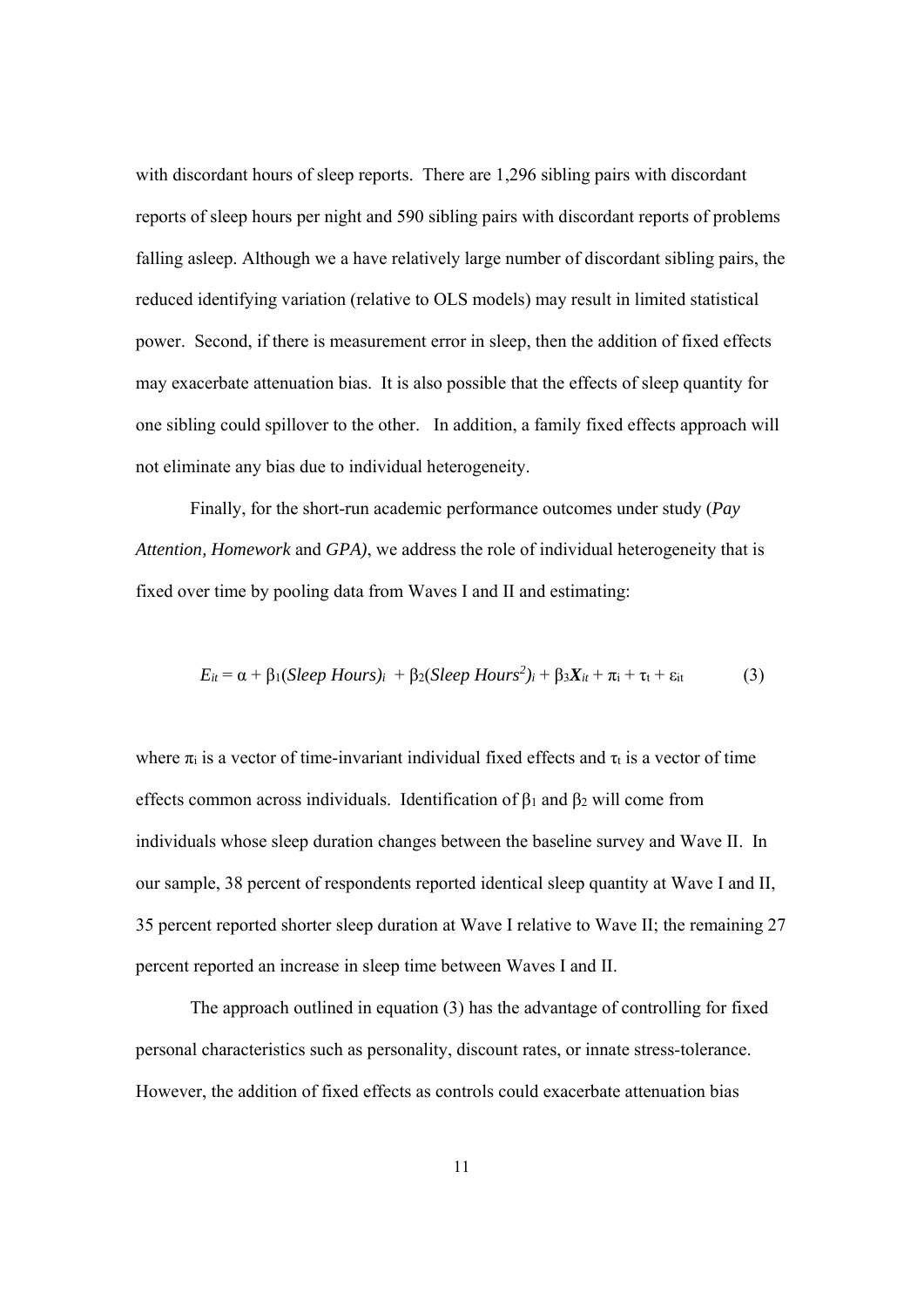with discordant hours of sleep reports. There are 1,296 sibling pairs with discordant reports of sleep hours per night and 590 sibling pairs with discordant reports of problems falling asleep. Although we a have relatively large number of discordant sibling pairs, the reduced identifying variation (relative to OLS models) may result in limited statistical power. Second, if there is measurement error in sleep, then the addition of fixed effects may exacerbate attenuation bias. It is also possible that the effects of sleep quantity for one sibling could spillover to the other. In addition, a family fixed effects approach will not eliminate any bias due to individual heterogeneity.

Finally, for the short-run academic performance outcomes under study (*Pay Attention, Homework* and *GPA)*, we address the role of individual heterogeneity that is fixed over time by pooling data from Waves I and II and estimating:

$$E_{it} = \alpha + \beta_1(\textit{Sleep Hours})_i + \beta_2(\textit{Sleep Hours}^2)_i + \beta_3\boldsymbol{X}_{it} + \pi_i + \tau_t + \varepsilon_{it} \qquad (3)$$

where $\pi_i$ is a vector of time-invariant individual fixed effects and $\tau_t$ is a vector of time effects common across individuals. Identification of $\beta_1$ and $\beta_2$ will come from individuals whose sleep duration changes between the baseline survey and Wave II. In our sample, 38 percent of respondents reported identical sleep quantity at Wave I and II, 35 percent reported shorter sleep duration at Wave I relative to Wave II; the remaining 27 percent reported an increase in sleep time between Waves I and II.

The approach outlined in equation (3) has the advantage of controlling for fixed personal characteristics such as personality, discount rates, or innate stress-tolerance. However, the addition of fixed effects as controls could exacerbate attenuation bias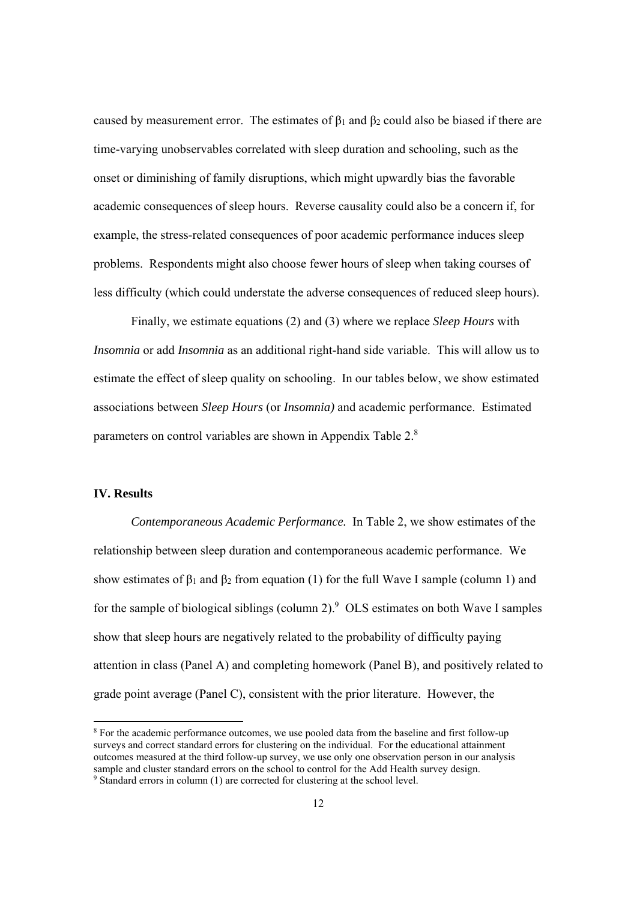caused by measurement error. The estimates of $\beta_1$ and $\beta_2$ could also be biased if there are time-varying unobservables correlated with sleep duration and schooling, such as the onset or diminishing of family disruptions, which might upwardly bias the favorable academic consequences of sleep hours. Reverse causality could also be a concern if, for example, the stress-related consequences of poor academic performance induces sleep problems. Respondents might also choose fewer hours of sleep when taking courses of less difficulty (which could understate the adverse consequences of reduced sleep hours).

Finally, we estimate equations (2) and (3) where we replace *Sleep Hours* with *Insomnia* or add *Insomnia* as an additional right-hand side variable. This will allow us to estimate the effect of sleep quality on schooling. In our tables below, we show estimated associations between *Sleep Hours* (or *Insomnia)* and academic performance. Estimated parameters on control variables are shown in Appendix Table 2.[8]

## IV. Results

*Contemporaneous Academic Performance.* In Table 2, we show estimates of the relationship between sleep duration and contemporaneous academic performance. We show estimates of $\beta_1$ and $\beta_2$ from equation (1) for the full Wave I sample (column 1) and for the sample of biological siblings (column 2).[9] OLS estimates on both Wave I samples show that sleep hours are negatively related to the probability of difficulty paying attention in class (Panel A) and completing homework (Panel B), and positively related to grade point average (Panel C), consistent with the prior literature. However, the

[8] For the academic performance outcomes, we use pooled data from the baseline and first follow-up surveys and correct standard errors for clustering on the individual. For the educational attainment outcomes measured at the third follow-up survey, we use only one observation person in our analysis sample and cluster standard errors on the school to control for the Add Health survey design.

[9] Standard errors in column (1) are corrected for clustering at the school level.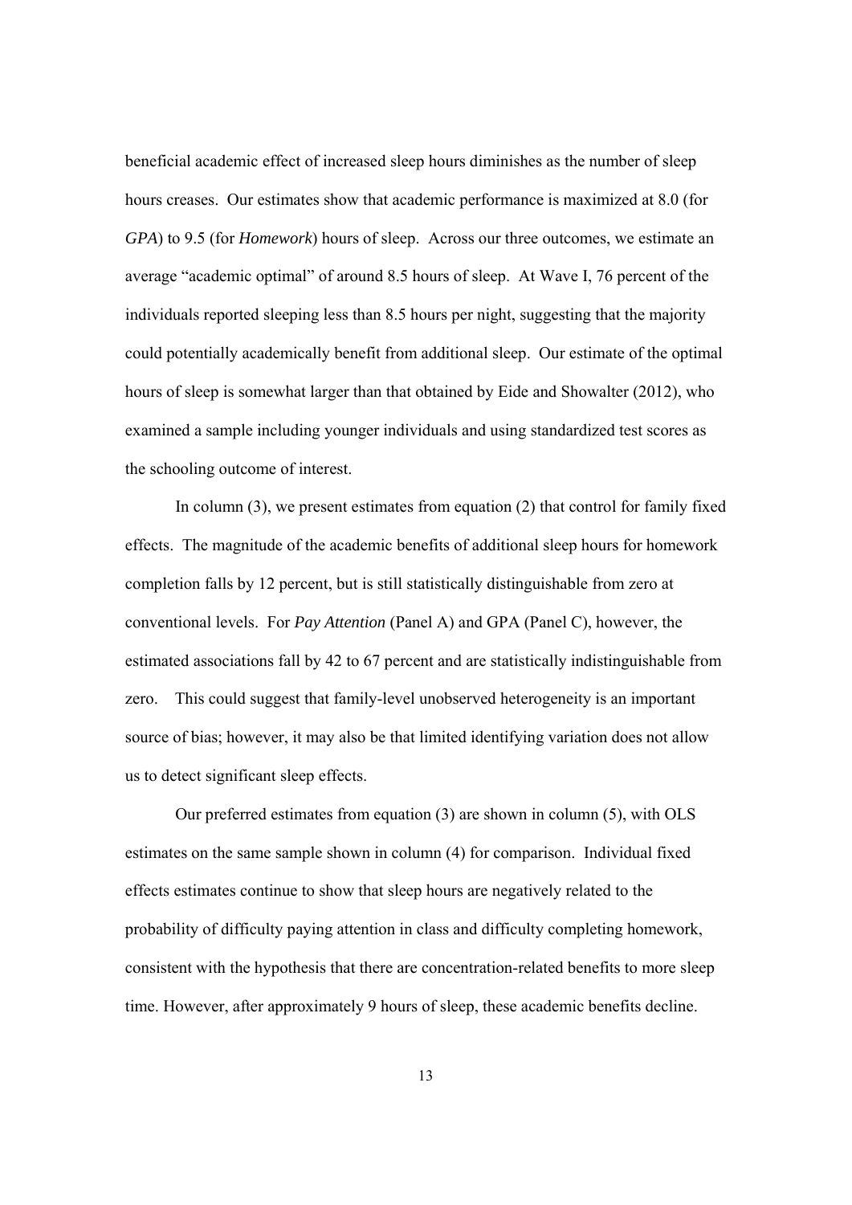beneficial academic effect of increased sleep hours diminishes as the number of sleep hours creases. Our estimates show that academic performance is maximized at 8.0 (for *GPA*) to 9.5 (for *Homework*) hours of sleep. Across our three outcomes, we estimate an average "academic optimal" of around 8.5 hours of sleep. At Wave I, 76 percent of the individuals reported sleeping less than 8.5 hours per night, suggesting that the majority could potentially academically benefit from additional sleep. Our estimate of the optimal hours of sleep is somewhat larger than that obtained by Eide and Showalter (2012), who examined a sample including younger individuals and using standardized test scores as the schooling outcome of interest.

In column (3), we present estimates from equation (2) that control for family fixed effects. The magnitude of the academic benefits of additional sleep hours for homework completion falls by 12 percent, but is still statistically distinguishable from zero at conventional levels. For *Pay Attention* (Panel A) and GPA (Panel C), however, the estimated associations fall by 42 to 67 percent and are statistically indistinguishable from zero. This could suggest that family-level unobserved heterogeneity is an important source of bias; however, it may also be that limited identifying variation does not allow us to detect significant sleep effects.

Our preferred estimates from equation (3) are shown in column (5), with OLS estimates on the same sample shown in column (4) for comparison. Individual fixed effects estimates continue to show that sleep hours are negatively related to the probability of difficulty paying attention in class and difficulty completing homework, consistent with the hypothesis that there are concentration-related benefits to more sleep time. However, after approximately 9 hours of sleep, these academic benefits decline.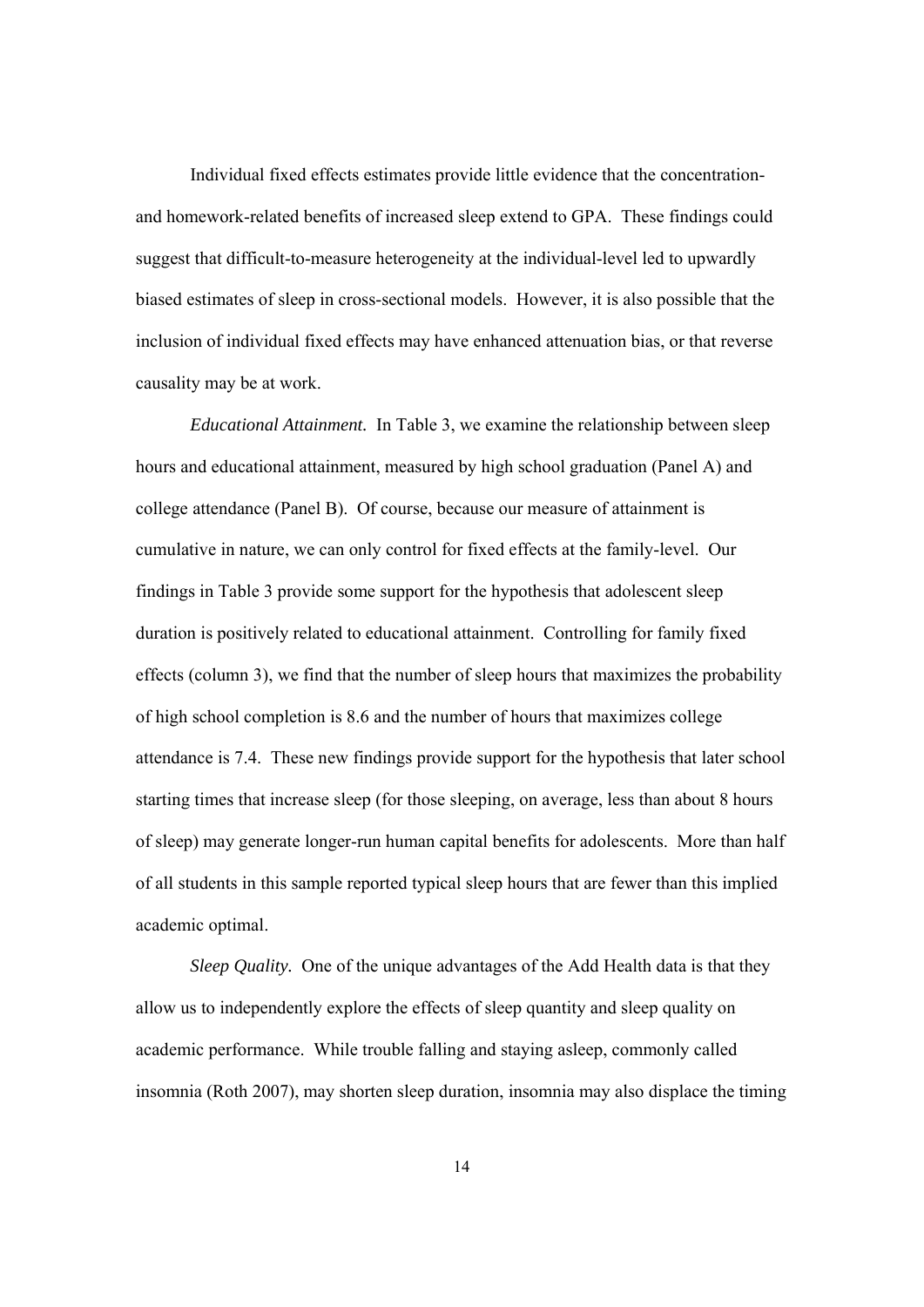Individual fixed effects estimates provide little evidence that the concentration- and homework-related benefits of increased sleep extend to GPA. These findings could suggest that difficult-to-measure heterogeneity at the individual-level led to upwardly biased estimates of sleep in cross-sectional models. However, it is also possible that the inclusion of individual fixed effects may have enhanced attenuation bias, or that reverse causality may be at work.

*Educational Attainment.* In Table 3, we examine the relationship between sleep hours and educational attainment, measured by high school graduation (Panel A) and college attendance (Panel B). Of course, because our measure of attainment is cumulative in nature, we can only control for fixed effects at the family-level. Our findings in Table 3 provide some support for the hypothesis that adolescent sleep duration is positively related to educational attainment. Controlling for family fixed effects (column 3), we find that the number of sleep hours that maximizes the probability of high school completion is 8.6 and the number of hours that maximizes college attendance is 7.4. These new findings provide support for the hypothesis that later school starting times that increase sleep (for those sleeping, on average, less than about 8 hours of sleep) may generate longer-run human capital benefits for adolescents. More than half of all students in this sample reported typical sleep hours that are fewer than this implied academic optimal.

*Sleep Quality.* One of the unique advantages of the Add Health data is that they allow us to independently explore the effects of sleep quantity and sleep quality on academic performance. While trouble falling and staying asleep, commonly called insomnia (Roth 2007), may shorten sleep duration, insomnia may also displace the timing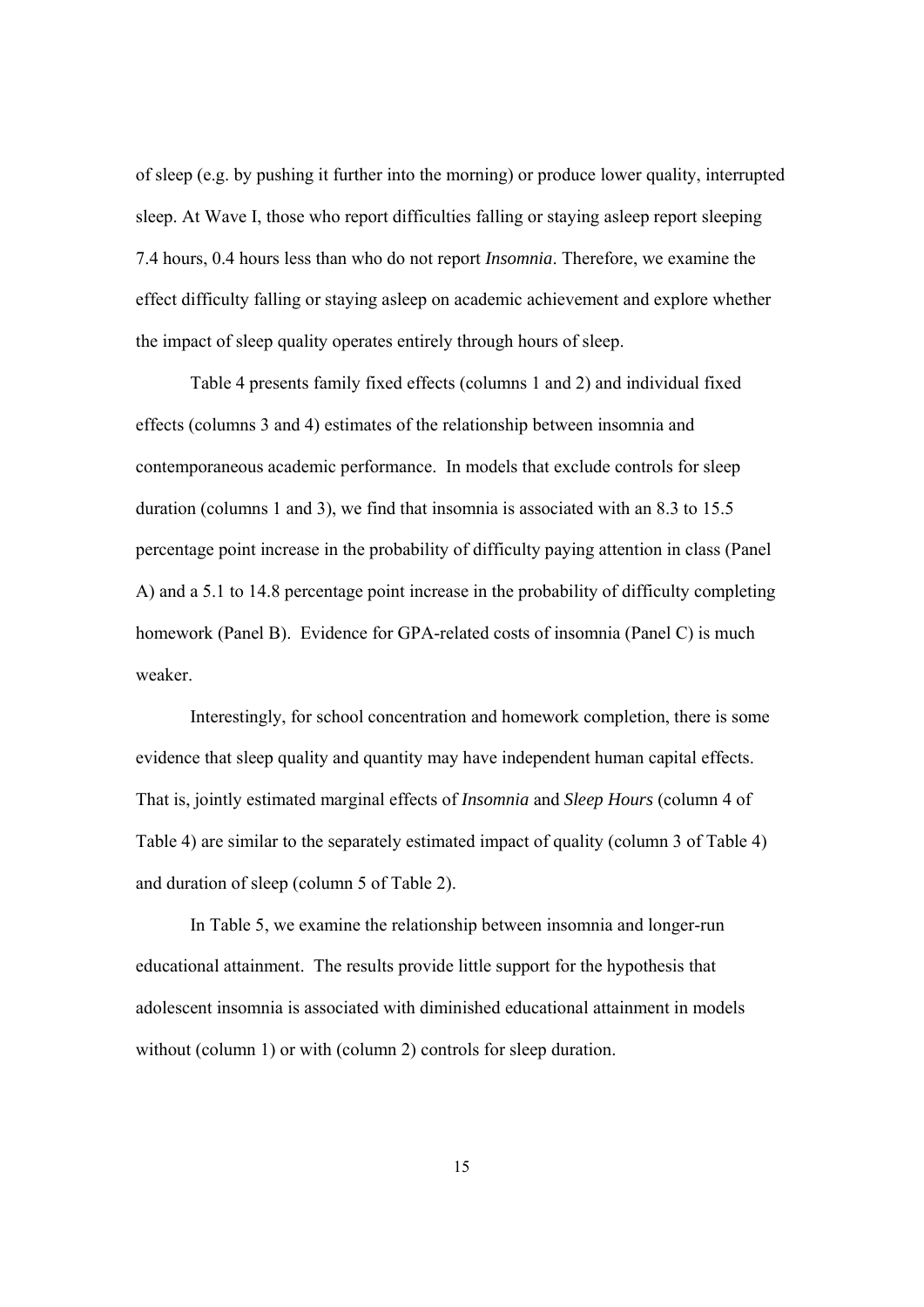of sleep (e.g. by pushing it further into the morning) or produce lower quality, interrupted sleep. At Wave I, those who report difficulties falling or staying asleep report sleeping 7.4 hours, 0.4 hours less than who do not report *Insomnia*. Therefore, we examine the effect difficulty falling or staying asleep on academic achievement and explore whether the impact of sleep quality operates entirely through hours of sleep.

Table 4 presents family fixed effects (columns 1 and 2) and individual fixed effects (columns 3 and 4) estimates of the relationship between insomnia and contemporaneous academic performance. In models that exclude controls for sleep duration (columns 1 and 3), we find that insomnia is associated with an 8.3 to 15.5 percentage point increase in the probability of difficulty paying attention in class (Panel A) and a 5.1 to 14.8 percentage point increase in the probability of difficulty completing homework (Panel B). Evidence for GPA-related costs of insomnia (Panel C) is much weaker.

Interestingly, for school concentration and homework completion, there is some evidence that sleep quality and quantity may have independent human capital effects. That is, jointly estimated marginal effects of *Insomnia* and *Sleep Hours* (column 4 of Table 4) are similar to the separately estimated impact of quality (column 3 of Table 4) and duration of sleep (column 5 of Table 2).

In Table 5, we examine the relationship between insomnia and longer-run educational attainment. The results provide little support for the hypothesis that adolescent insomnia is associated with diminished educational attainment in models without (column 1) or with (column 2) controls for sleep duration.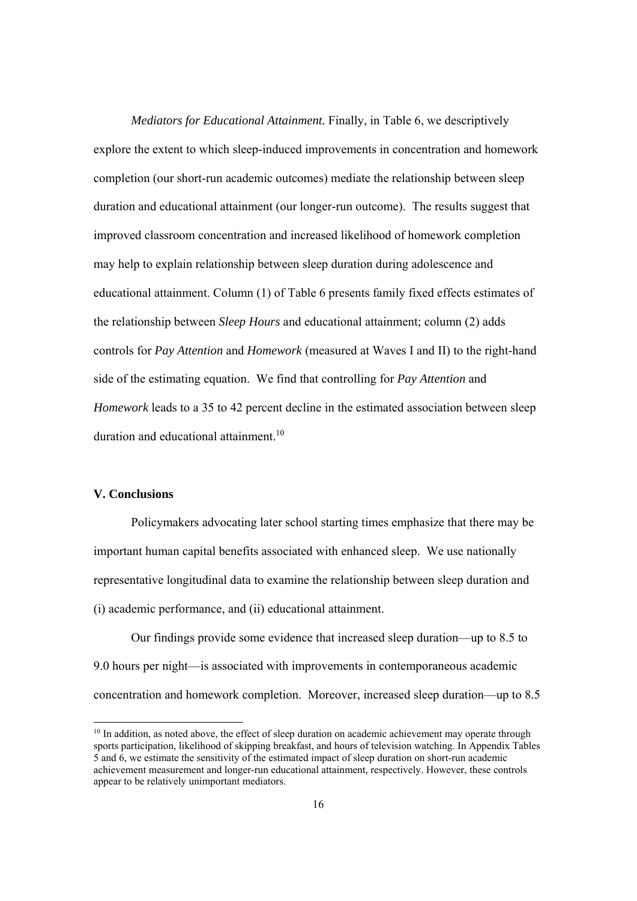*Mediators for Educational Attainment.* Finally, in Table 6, we descriptively explore the extent to which sleep-induced improvements in concentration and homework completion (our short-run academic outcomes) mediate the relationship between sleep duration and educational attainment (our longer-run outcome). The results suggest that improved classroom concentration and increased likelihood of homework completion may help to explain relationship between sleep duration during adolescence and educational attainment. Column (1) of Table 6 presents family fixed effects estimates of the relationship between *Sleep Hours* and educational attainment; column (2) adds controls for *Pay Attention* and *Homework* (measured at Waves I and II) to the right-hand side of the estimating equation. We find that controlling for *Pay Attention* and *Homework* leads to a 35 to 42 percent decline in the estimated association between sleep duration and educational attainment.[10]

## V. Conclusions

Policymakers advocating later school starting times emphasize that there may be important human capital benefits associated with enhanced sleep. We use nationally representative longitudinal data to examine the relationship between sleep duration and (i) academic performance, and (ii) educational attainment.

Our findings provide some evidence that increased sleep duration—up to 8.5 to 9.0 hours per night—is associated with improvements in contemporaneous academic concentration and homework completion. Moreover, increased sleep duration—up to 8.5

---

[10] In addition, as noted above, the effect of sleep duration on academic achievement may operate through sports participation, likelihood of skipping breakfast, and hours of television watching. In Appendix Tables 5 and 6, we estimate the sensitivity of the estimated impact of sleep duration on short-run academic achievement measurement and longer-run educational attainment, respectively. However, these controls appear to be relatively unimportant mediators.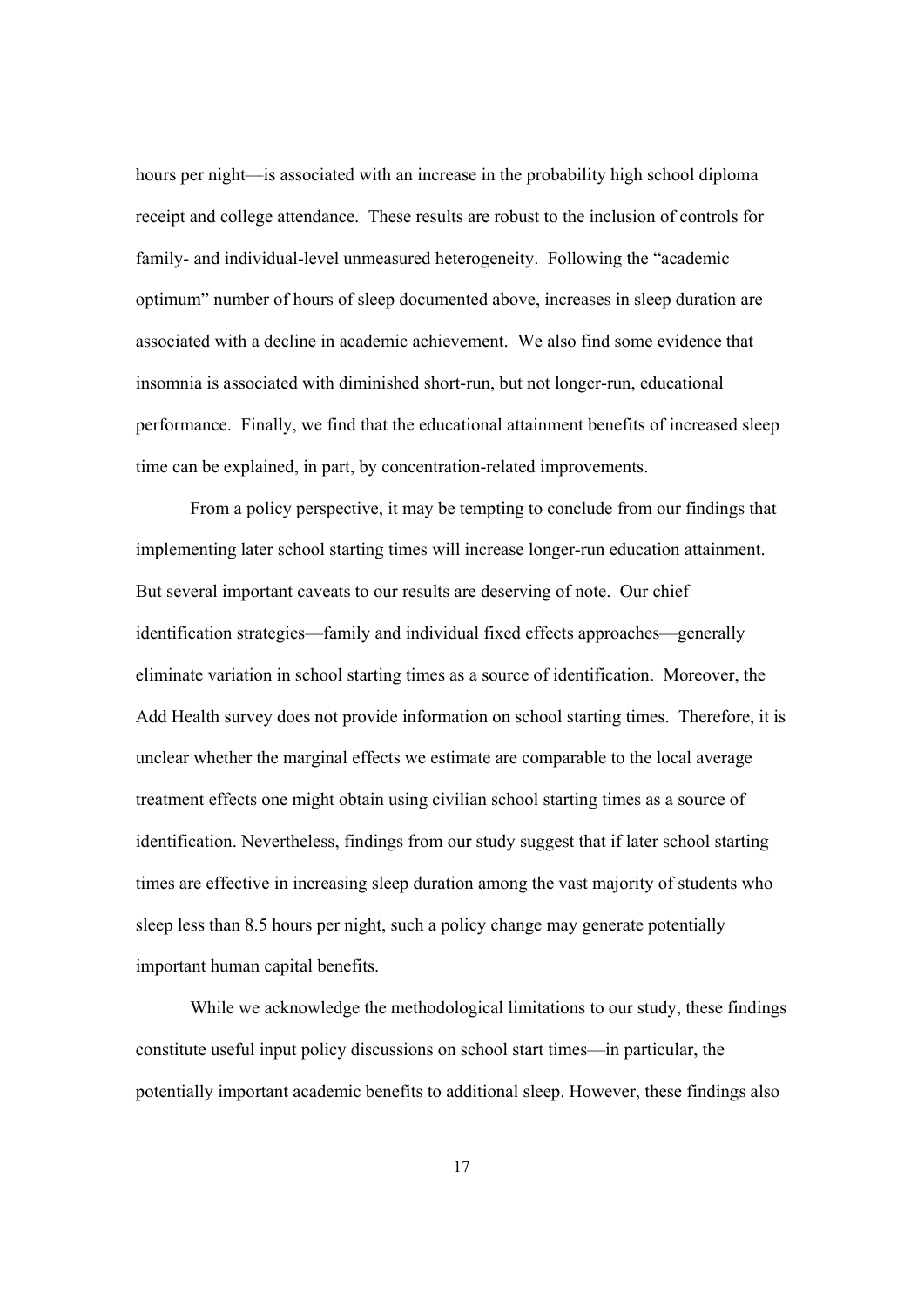hours per night—is associated with an increase in the probability high school diploma receipt and college attendance. These results are robust to the inclusion of controls for family- and individual-level unmeasured heterogeneity. Following the "academic optimum" number of hours of sleep documented above, increases in sleep duration are associated with a decline in academic achievement. We also find some evidence that insomnia is associated with diminished short-run, but not longer-run, educational performance. Finally, we find that the educational attainment benefits of increased sleep time can be explained, in part, by concentration-related improvements.

From a policy perspective, it may be tempting to conclude from our findings that implementing later school starting times will increase longer-run education attainment. But several important caveats to our results are deserving of note. Our chief identification strategies—family and individual fixed effects approaches—generally eliminate variation in school starting times as a source of identification. Moreover, the Add Health survey does not provide information on school starting times. Therefore, it is unclear whether the marginal effects we estimate are comparable to the local average treatment effects one might obtain using civilian school starting times as a source of identification. Nevertheless, findings from our study suggest that if later school starting times are effective in increasing sleep duration among the vast majority of students who sleep less than 8.5 hours per night, such a policy change may generate potentially important human capital benefits.

While we acknowledge the methodological limitations to our study, these findings constitute useful input policy discussions on school start times—in particular, the potentially important academic benefits to additional sleep. However, these findings also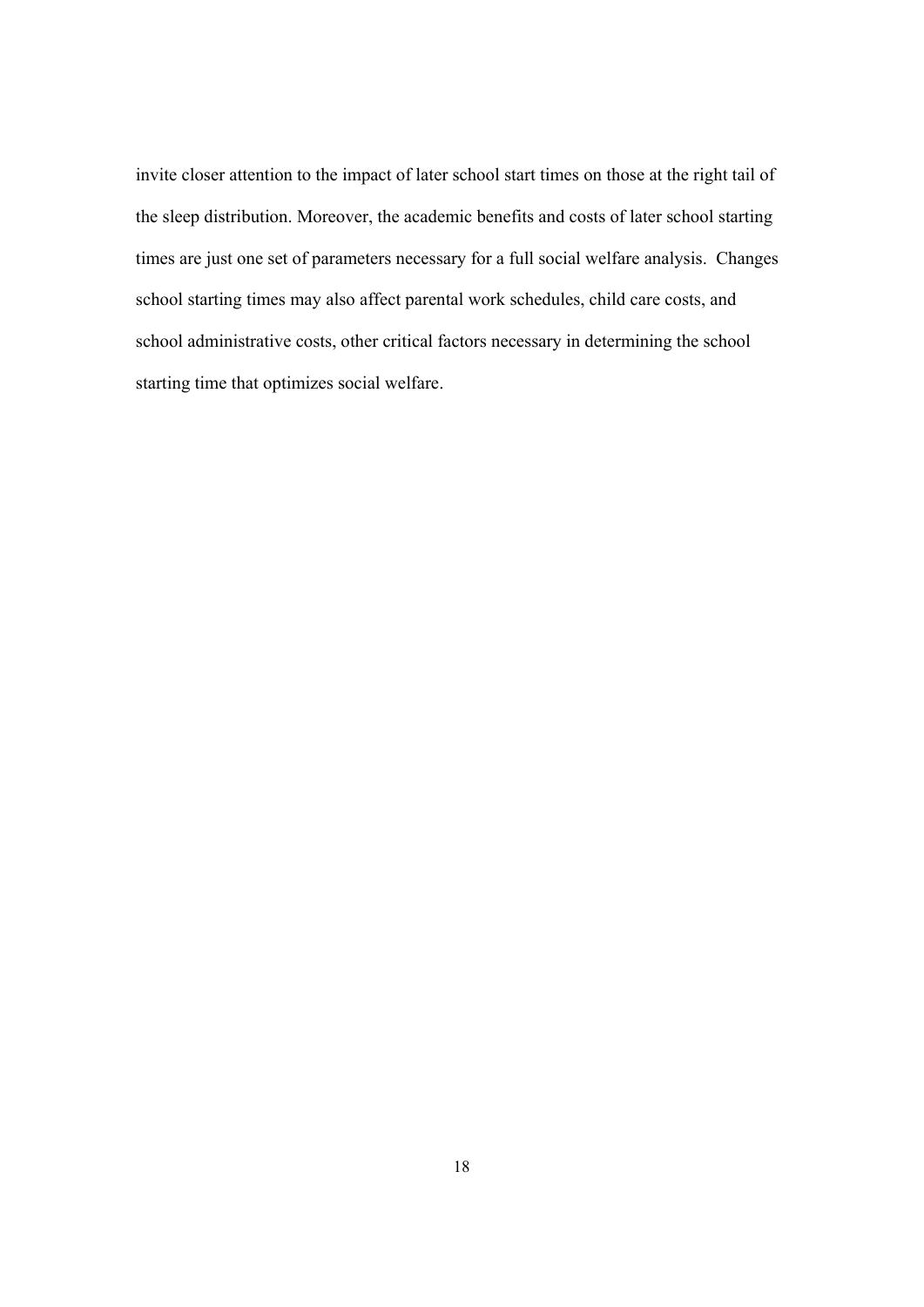invite closer attention to the impact of later school start times on those at the right tail of the sleep distribution. Moreover, the academic benefits and costs of later school starting times are just one set of parameters necessary for a full social welfare analysis. Changes school starting times may also affect parental work schedules, child care costs, and school administrative costs, other critical factors necessary in determining the school starting time that optimizes social welfare.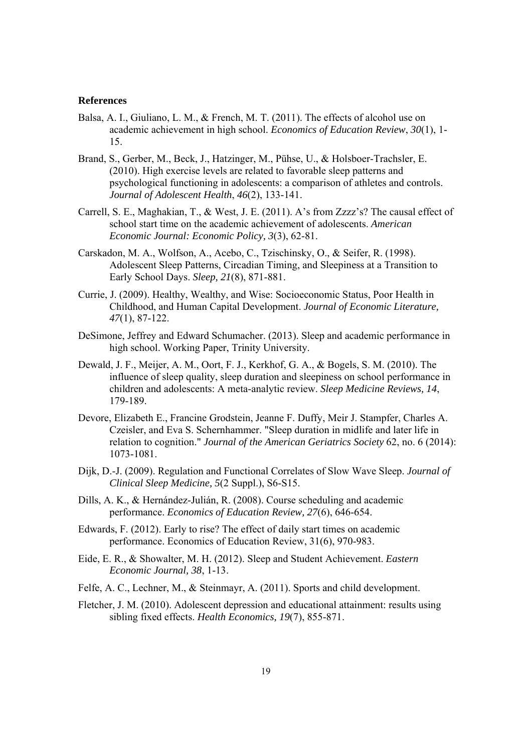**References**

Balsa, A. I., Giuliano, L. M., & French, M. T. (2011). The effects of alcohol use on academic achievement in high school. *Economics of Education Review*, *30*(1), 1-15.

Brand, S., Gerber, M., Beck, J., Hatzinger, M., Pühse, U., & Holsboer-Trachsler, E. (2010). High exercise levels are related to favorable sleep patterns and psychological functioning in adolescents: a comparison of athletes and controls. *Journal of Adolescent Health*, *46*(2), 133-141.

Carrell, S. E., Maghakian, T., & West, J. E. (2011). A's from Zzzz's? The causal effect of school start time on the academic achievement of adolescents. *American Economic Journal: Economic Policy, 3*(3), 62-81.

Carskadon, M. A., Wolfson, A., Acebo, C., Tzischinsky, O., & Seifer, R. (1998). Adolescent Sleep Patterns, Circadian Timing, and Sleepiness at a Transition to Early School Days. *Sleep, 21*(8), 871-881.

Currie, J. (2009). Healthy, Wealthy, and Wise: Socioeconomic Status, Poor Health in Childhood, and Human Capital Development. *Journal of Economic Literature, 47*(1), 87-122.

DeSimone, Jeffrey and Edward Schumacher. (2013). Sleep and academic performance in high school. Working Paper, Trinity University.

Dewald, J. F., Meijer, A. M., Oort, F. J., Kerkhof, G. A., & Bogels, S. M. (2010). The influence of sleep quality, sleep duration and sleepiness on school performance in children and adolescents: A meta-analytic review. *Sleep Medicine Reviews, 14*, 179-189.

Devore, Elizabeth E., Francine Grodstein, Jeanne F. Duffy, Meir J. Stampfer, Charles A. Czeisler, and Eva S. Schernhammer. "Sleep duration in midlife and later life in relation to cognition." *Journal of the American Geriatrics Society* 62, no. 6 (2014): 1073-1081.

Dijk, D.-J. (2009). Regulation and Functional Correlates of Slow Wave Sleep. *Journal of Clinical Sleep Medicine, 5*(2 Suppl.), S6-S15.

Dills, A. K., & Hernández-Julián, R. (2008). Course scheduling and academic performance. *Economics of Education Review, 27*(6), 646-654.

Edwards, F. (2012). Early to rise? The effect of daily start times on academic performance. Economics of Education Review, 31(6), 970-983.

Eide, E. R., & Showalter, M. H. (2012). Sleep and Student Achievement. *Eastern Economic Journal, 38*, 1-13.

Felfe, A. C., Lechner, M., & Steinmayr, A. (2011). Sports and child development.

Fletcher, J. M. (2010). Adolescent depression and educational attainment: results using sibling fixed effects. *Health Economics, 19*(7), 855-871.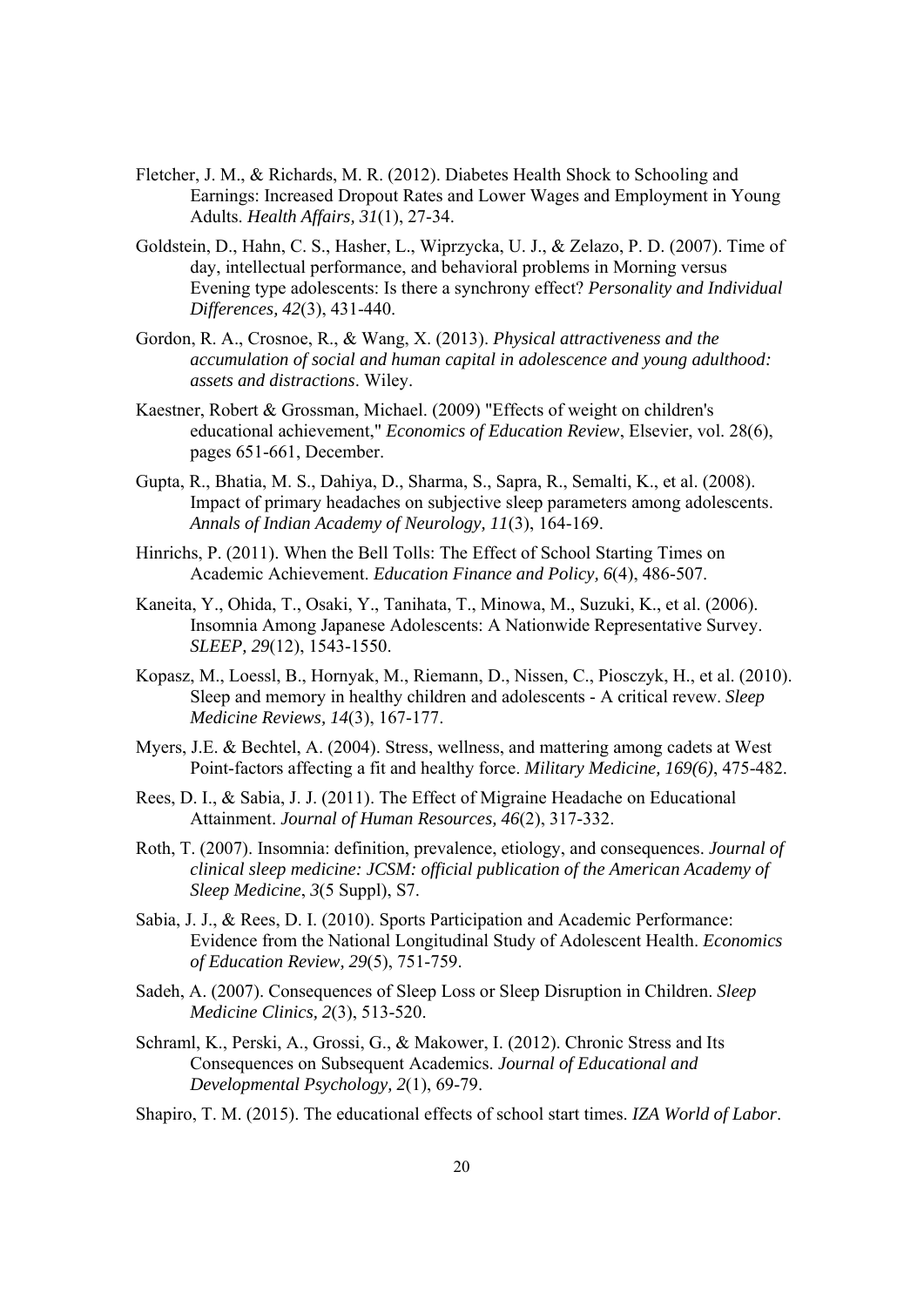Fletcher, J. M., & Richards, M. R. (2012). Diabetes Health Shock to Schooling and Earnings: Increased Dropout Rates and Lower Wages and Employment in Young Adults. *Health Affairs, 31*(1), 27-34.

Goldstein, D., Hahn, C. S., Hasher, L., Wiprzycka, U. J., & Zelazo, P. D. (2007). Time of day, intellectual performance, and behavioral problems in Morning versus Evening type adolescents: Is there a synchrony effect? *Personality and Individual Differences, 42*(3), 431-440.

Gordon, R. A., Crosnoe, R., & Wang, X. (2013). *Physical attractiveness and the accumulation of social and human capital in adolescence and young adulthood: assets and distractions*. Wiley.

Kaestner, Robert & Grossman, Michael. (2009) "Effects of weight on children's educational achievement," *Economics of Education Review*, Elsevier, vol. 28(6), pages 651-661, December.

Gupta, R., Bhatia, M. S., Dahiya, D., Sharma, S., Sapra, R., Semalti, K., et al. (2008). Impact of primary headaches on subjective sleep parameters among adolescents. *Annals of Indian Academy of Neurology, 11*(3), 164-169.

Hinrichs, P. (2011). When the Bell Tolls: The Effect of School Starting Times on Academic Achievement. *Education Finance and Policy, 6*(4), 486-507.

Kaneita, Y., Ohida, T., Osaki, Y., Tanihata, T., Minowa, M., Suzuki, K., et al. (2006). Insomnia Among Japanese Adolescents: A Nationwide Representative Survey. *SLEEP, 29*(12), 1543-1550.

Kopasz, M., Loessl, B., Hornyak, M., Riemann, D., Nissen, C., Piosczyk, H., et al. (2010). Sleep and memory in healthy children and adolescents - A critical revew. *Sleep Medicine Reviews, 14*(3), 167-177.

Myers, J.E. & Bechtel, A. (2004). Stress, wellness, and mattering among cadets at West Point-factors affecting a fit and healthy force. *Military Medicine, 169(6)*, 475-482.

Rees, D. I., & Sabia, J. J. (2011). The Effect of Migraine Headache on Educational Attainment. *Journal of Human Resources, 46*(2), 317-332.

Roth, T. (2007). Insomnia: definition, prevalence, etiology, and consequences. *Journal of clinical sleep medicine: JCSM: official publication of the American Academy of Sleep Medicine*, *3*(5 Suppl), S7.

Sabia, J. J., & Rees, D. I. (2010). Sports Participation and Academic Performance: Evidence from the National Longitudinal Study of Adolescent Health. *Economics of Education Review, 29*(5), 751-759.

Sadeh, A. (2007). Consequences of Sleep Loss or Sleep Disruption in Children. *Sleep Medicine Clinics, 2*(3), 513-520.

Schraml, K., Perski, A., Grossi, G., & Makower, I. (2012). Chronic Stress and Its Consequences on Subsequent Academics. *Journal of Educational and Developmental Psychology, 2*(1), 69-79.

Shapiro, T. M. (2015). The educational effects of school start times. *IZA World of Labor*.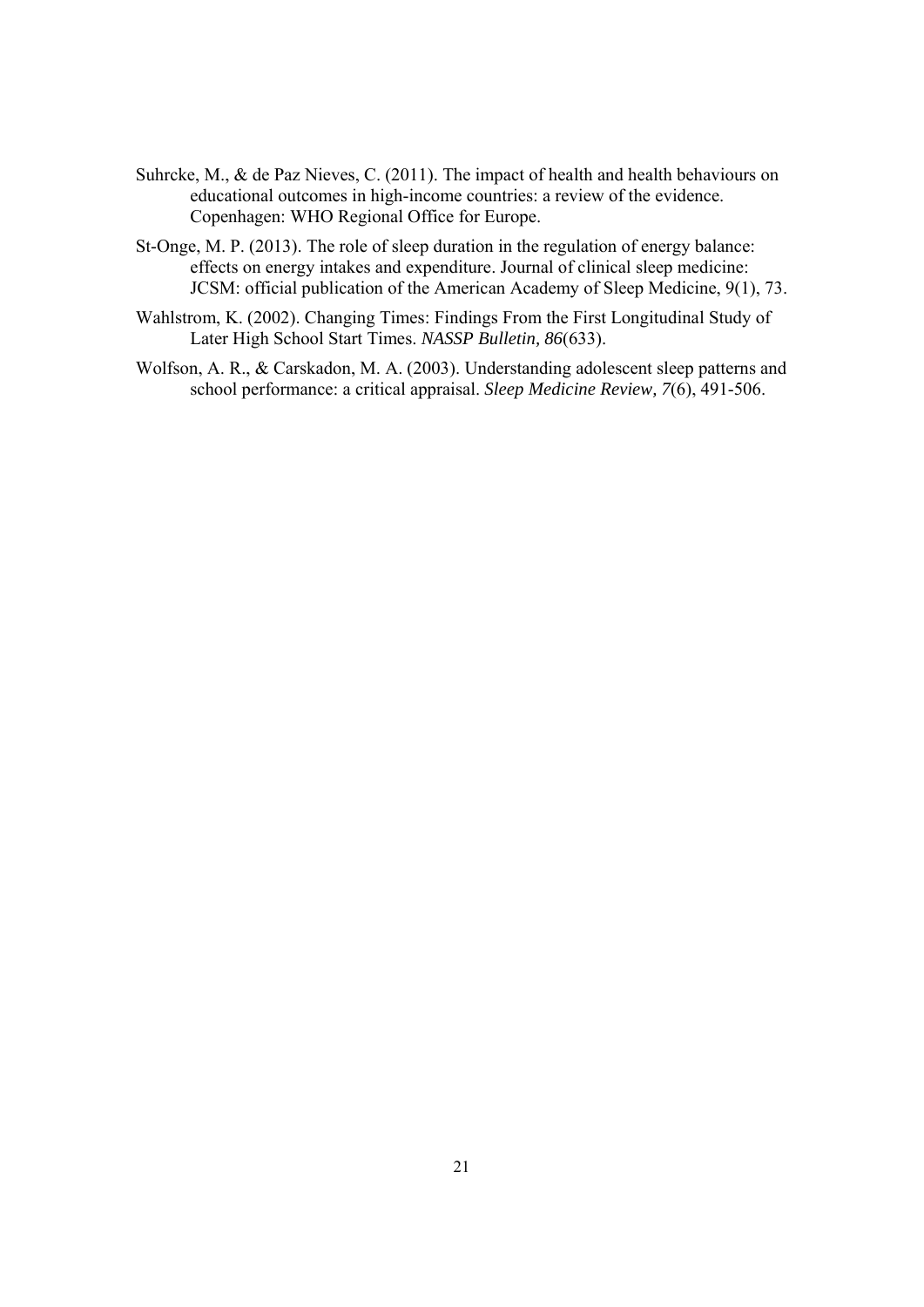Suhrcke, M., & de Paz Nieves, C. (2011). The impact of health and health behaviours on educational outcomes in high-income countries: a review of the evidence. Copenhagen: WHO Regional Office for Europe.

St-Onge, M. P. (2013). The role of sleep duration in the regulation of energy balance: effects on energy intakes and expenditure. Journal of clinical sleep medicine: JCSM: official publication of the American Academy of Sleep Medicine, 9(1), 73.

Wahlstrom, K. (2002). Changing Times: Findings From the First Longitudinal Study of Later High School Start Times. *NASSP Bulletin, 86*(633).

Wolfson, A. R., & Carskadon, M. A. (2003). Understanding adolescent sleep patterns and school performance: a critical appraisal. *Sleep Medicine Review, 7*(6), 491-506.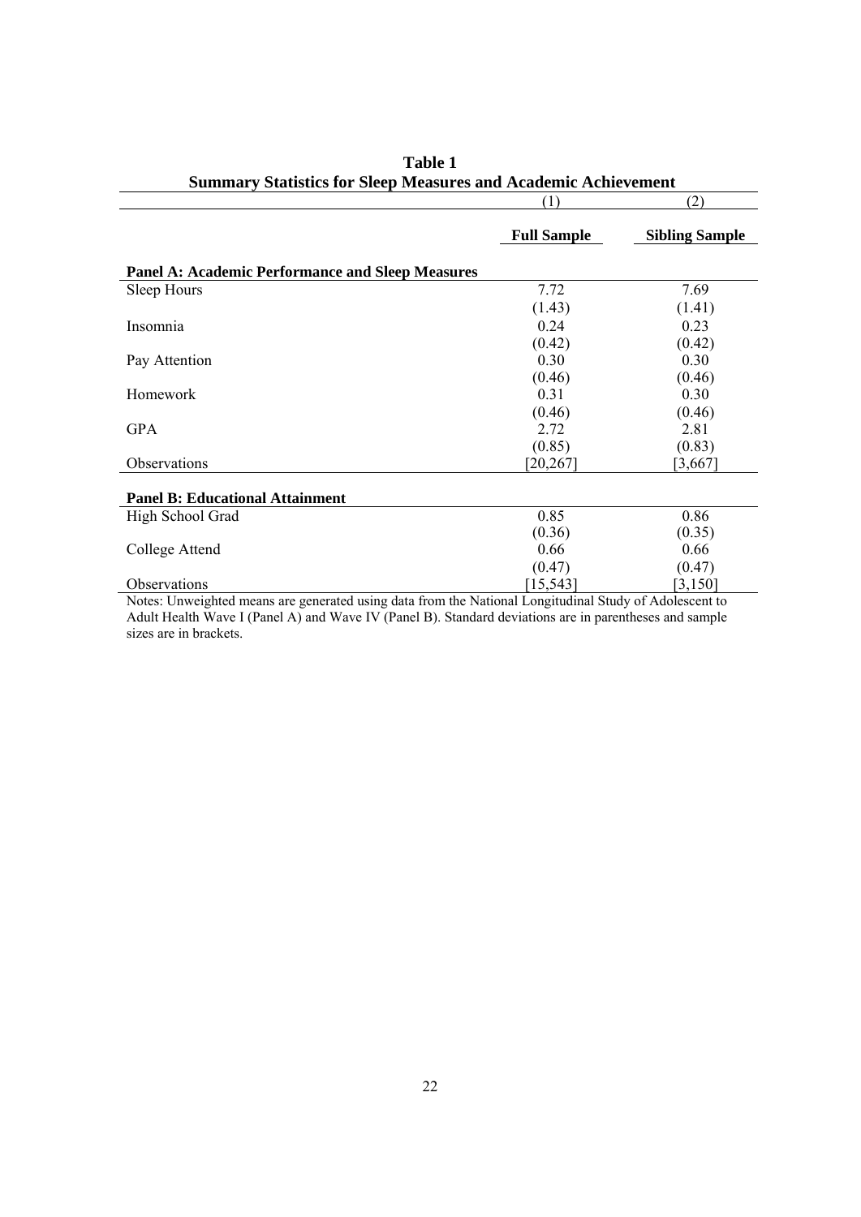**Table 1**
**Summary Statistics for Sleep Measures and Academic Achievement**

| | (1) | (2) |
|---|---|---|
| | **Full Sample** | **Sibling Sample** |
| **Panel A: Academic Performance and Sleep Measures** | | |
| Sleep Hours | 7.72 | 7.69 |
| | (1.43) | (1.41) |
| Insomnia | 0.24 | 0.23 |
| | (0.42) | (0.42) |
| Pay Attention | 0.30 | 0.30 |
| | (0.46) | (0.46) |
| Homework | 0.31 | 0.30 |
| | (0.46) | (0.46) |
| GPA | 2.72 | 2.81 |
| | (0.85) | (0.83) |
| Observations | [20,267] | [3,667] |
| **Panel B: Educational Attainment** | | |
| High School Grad | 0.85 | 0.86 |
| | (0.36) | (0.35) |
| College Attend | 0.66 | 0.66 |
| | (0.47) | (0.47) |
| Observations | [15,543] | [3,150] |

Notes: Unweighted means are generated using data from the National Longitudinal Study of Adolescent to Adult Health Wave I (Panel A) and Wave IV (Panel B). Standard deviations are in parentheses and sample sizes are in brackets.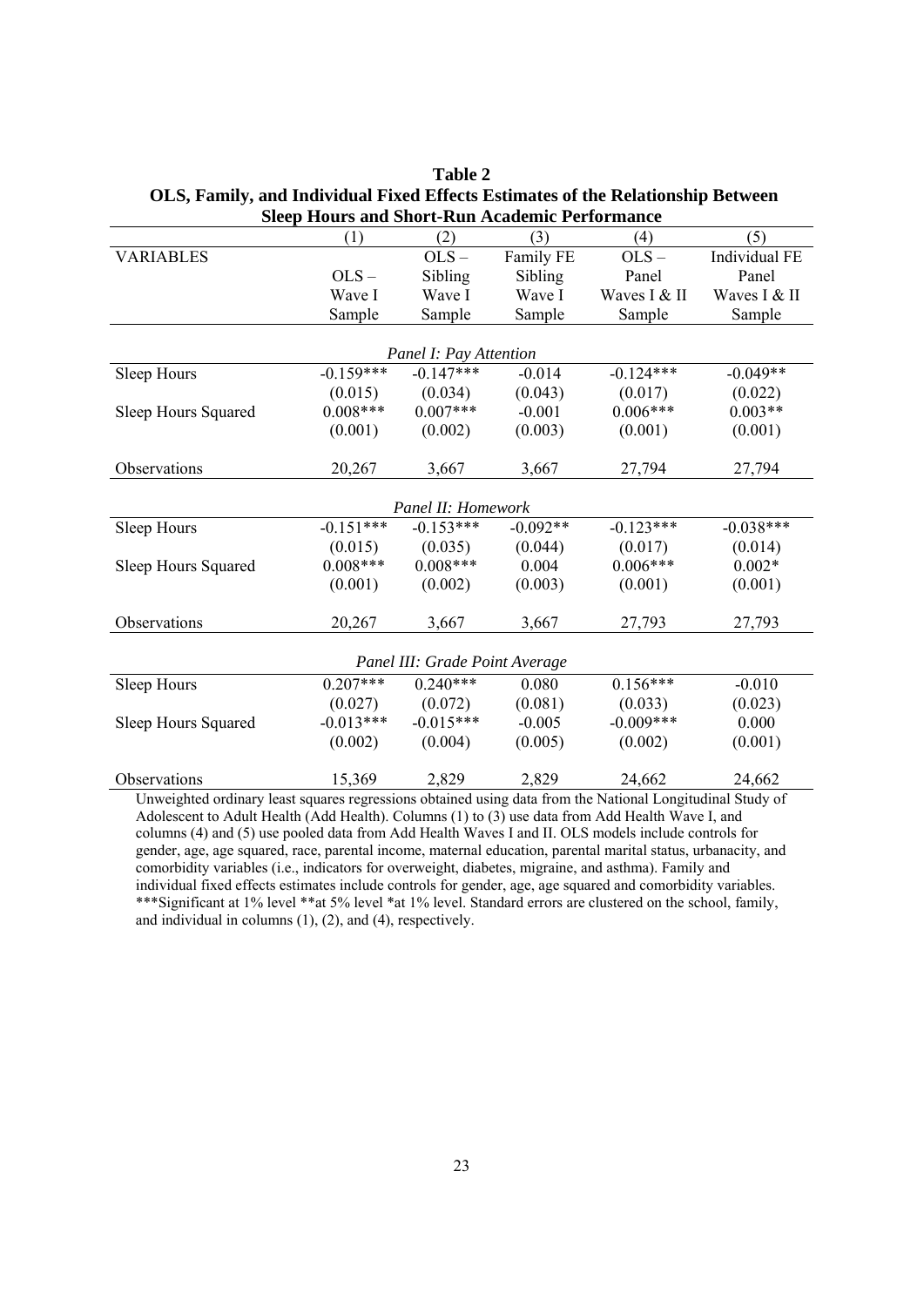**Table 2**

**OLS, Family, and Individual Fixed Effects Estimates of the Relationship Between Sleep Hours and Short-Run Academic Performance**

| VARIABLES | (1) OLS – Wave I Sample | (2) OLS – Sibling Wave I Sample | (3) Family FE Sibling Wave I Sample | (4) OLS – Panel Waves I & II Sample | (5) Individual FE Panel Waves I & II Sample |
|---|---|---|---|---|---|
| | | *Panel I: Pay Attention* | | | |
| Sleep Hours | -0.159*** | -0.147*** | -0.014 | -0.124*** | -0.049** |
| | (0.015) | (0.034) | (0.043) | (0.017) | (0.022) |
| Sleep Hours Squared | 0.008*** | 0.007*** | -0.001 | 0.006*** | 0.003** |
| | (0.001) | (0.002) | (0.003) | (0.001) | (0.001) |
| Observations | 20,267 | 3,667 | 3,667 | 27,794 | 27,794 |
| | | *Panel II: Homework* | | | |
| Sleep Hours | -0.151*** | -0.153*** | -0.092** | -0.123*** | -0.038*** |
| | (0.015) | (0.035) | (0.044) | (0.017) | (0.014) |
| Sleep Hours Squared | 0.008*** | 0.008*** | 0.004 | 0.006*** | 0.002* |
| | (0.001) | (0.002) | (0.003) | (0.001) | (0.001) |
| Observations | 20,267 | 3,667 | 3,667 | 27,793 | 27,793 |
| | | *Panel III: Grade Point Average* | | | |
| Sleep Hours | 0.207*** | 0.240*** | 0.080 | 0.156*** | -0.010 |
| | (0.027) | (0.072) | (0.081) | (0.033) | (0.023) |
| Sleep Hours Squared | -0.013*** | -0.015*** | -0.005 | -0.009*** | 0.000 |
| | (0.002) | (0.004) | (0.005) | (0.002) | (0.001) |
| Observations | 15,369 | 2,829 | 2,829 | 24,662 | 24,662 |

Unweighted ordinary least squares regressions obtained using data from the National Longitudinal Study of Adolescent to Adult Health (Add Health). Columns (1) to (3) use data from Add Health Wave I, and columns (4) and (5) use pooled data from Add Health Waves I and II. OLS models include controls for gender, age, age squared, race, parental income, maternal education, parental marital status, urbanacity, and comorbidity variables (i.e., indicators for overweight, diabetes, migraine, and asthma). Family and individual fixed effects estimates include controls for gender, age, age squared and comorbidity variables. ***Significant at 1% level **at 5% level *at 1% level. Standard errors are clustered on the school, family, and individual in columns (1), (2), and (4), respectively.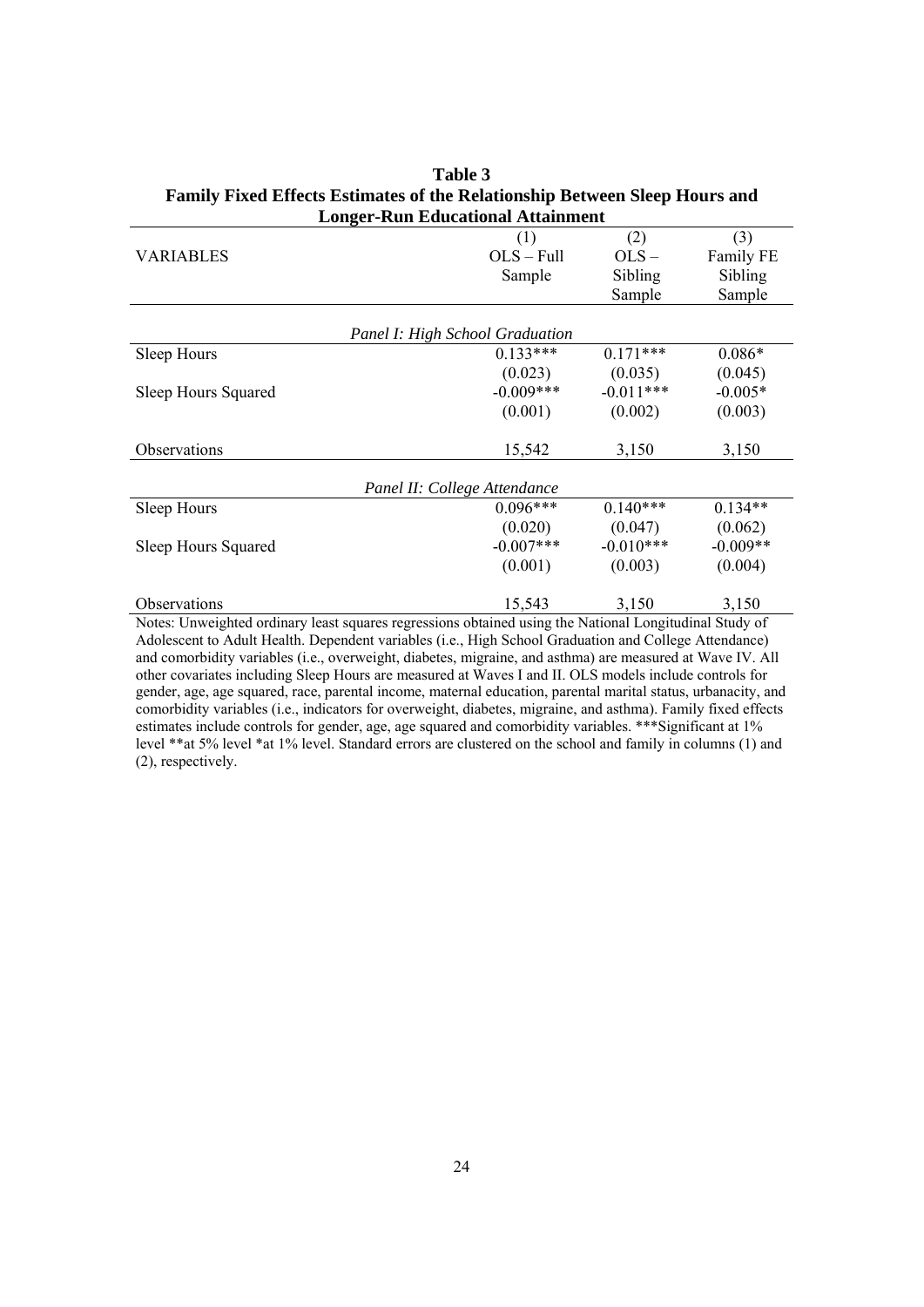**Table 3**
**Family Fixed Effects Estimates of the Relationship Between Sleep Hours and Longer-Run Educational Attainment**

| VARIABLES | (1) OLS – Full Sample | (2) OLS – Sibling Sample | (3) Family FE Sibling Sample |
|---|---|---|---|
| *Panel I: High School Graduation* | | | |
| Sleep Hours | 0.133*** | 0.171*** | 0.086* |
| | (0.023) | (0.035) | (0.045) |
| Sleep Hours Squared | -0.009*** | -0.011*** | -0.005* |
| | (0.001) | (0.002) | (0.003) |
| Observations | 15,542 | 3,150 | 3,150 |
| *Panel II: College Attendance* | | | |
| Sleep Hours | 0.096*** | 0.140*** | 0.134** |
| | (0.020) | (0.047) | (0.062) |
| Sleep Hours Squared | -0.007*** | -0.010*** | -0.009** |
| | (0.001) | (0.003) | (0.004) |
| Observations | 15,543 | 3,150 | 3,150 |

Notes: Unweighted ordinary least squares regressions obtained using the National Longitudinal Study of Adolescent to Adult Health. Dependent variables (i.e., High School Graduation and College Attendance) and comorbidity variables (i.e., overweight, diabetes, migraine, and asthma) are measured at Wave IV. All other covariates including Sleep Hours are measured at Waves I and II. OLS models include controls for gender, age, age squared, race, parental income, maternal education, parental marital status, urbanacity, and comorbidity variables (i.e., indicators for overweight, diabetes, migraine, and asthma). Family fixed effects estimates include controls for gender, age, age squared and comorbidity variables. ***Significant at 1% level **at 5% level *at 1% level. Standard errors are clustered on the school and family in columns (1) and (2), respectively.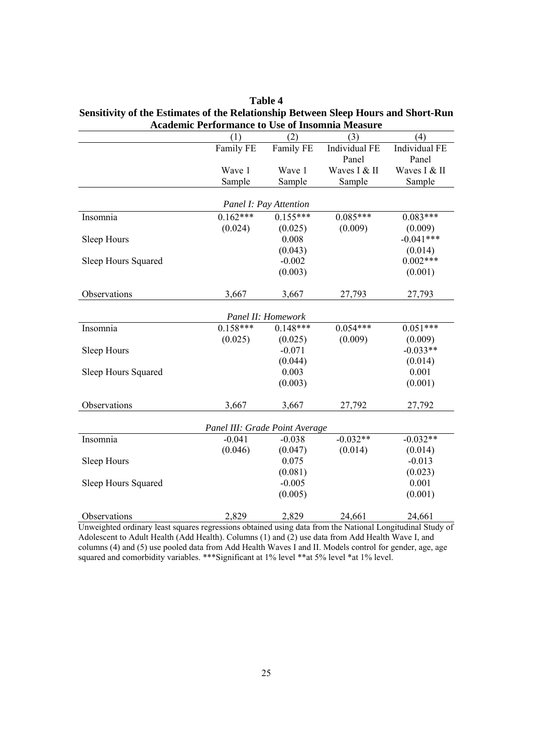**Table 4**
**Sensitivity of the Estimates of the Relationship Between Sleep Hours and Short-Run Academic Performance to Use of Insomnia Measure**

| | (1) | (2) | (3) | (4) |
|---|---|---|---|---|
| | Family FE | Family FE | Individual FE Panel | Individual FE Panel |
| | Wave 1 Sample | Wave 1 Sample | Waves I & II Sample | Waves I & II Sample |
| *Panel I: Pay Attention* | | | | |
| Insomnia | 0.162*** | 0.155*** | 0.085*** | 0.083*** |
| | (0.024) | (0.025) | (0.009) | (0.009) |
| Sleep Hours | | 0.008 | | -0.041*** |
| | | (0.043) | | (0.014) |
| Sleep Hours Squared | | -0.002 | | 0.002*** |
| | | (0.003) | | (0.001) |
| Observations | 3,667 | 3,667 | 27,793 | 27,793 |
| *Panel II: Homework* | | | | |
| Insomnia | 0.158*** | 0.148*** | 0.054*** | 0.051*** |
| | (0.025) | (0.025) | (0.009) | (0.009) |
| Sleep Hours | | -0.071 | | -0.033** |
| | | (0.044) | | (0.014) |
| Sleep Hours Squared | | 0.003 | | 0.001 |
| | | (0.003) | | (0.001) |
| Observations | 3,667 | 3,667 | 27,792 | 27,792 |
| *Panel III: Grade Point Average* | | | | |
| Insomnia | -0.041 | -0.038 | -0.032** | -0.032** |
| | (0.046) | (0.047) | (0.014) | (0.014) |
| Sleep Hours | | 0.075 | | -0.013 |
| | | (0.081) | | (0.023) |
| Sleep Hours Squared | | -0.005 | | 0.001 |
| | | (0.005) | | (0.001) |
| Observations | 2,829 | 2,829 | 24,661 | 24,661 |

Unweighted ordinary least squares regressions obtained using data from the National Longitudinal Study of Adolescent to Adult Health (Add Health). Columns (1) and (2) use data from Add Health Wave I, and columns (4) and (5) use pooled data from Add Health Waves I and II. Models control for gender, age, age squared and comorbidity variables. ***Significant at 1% level **at 5% level *at 1% level.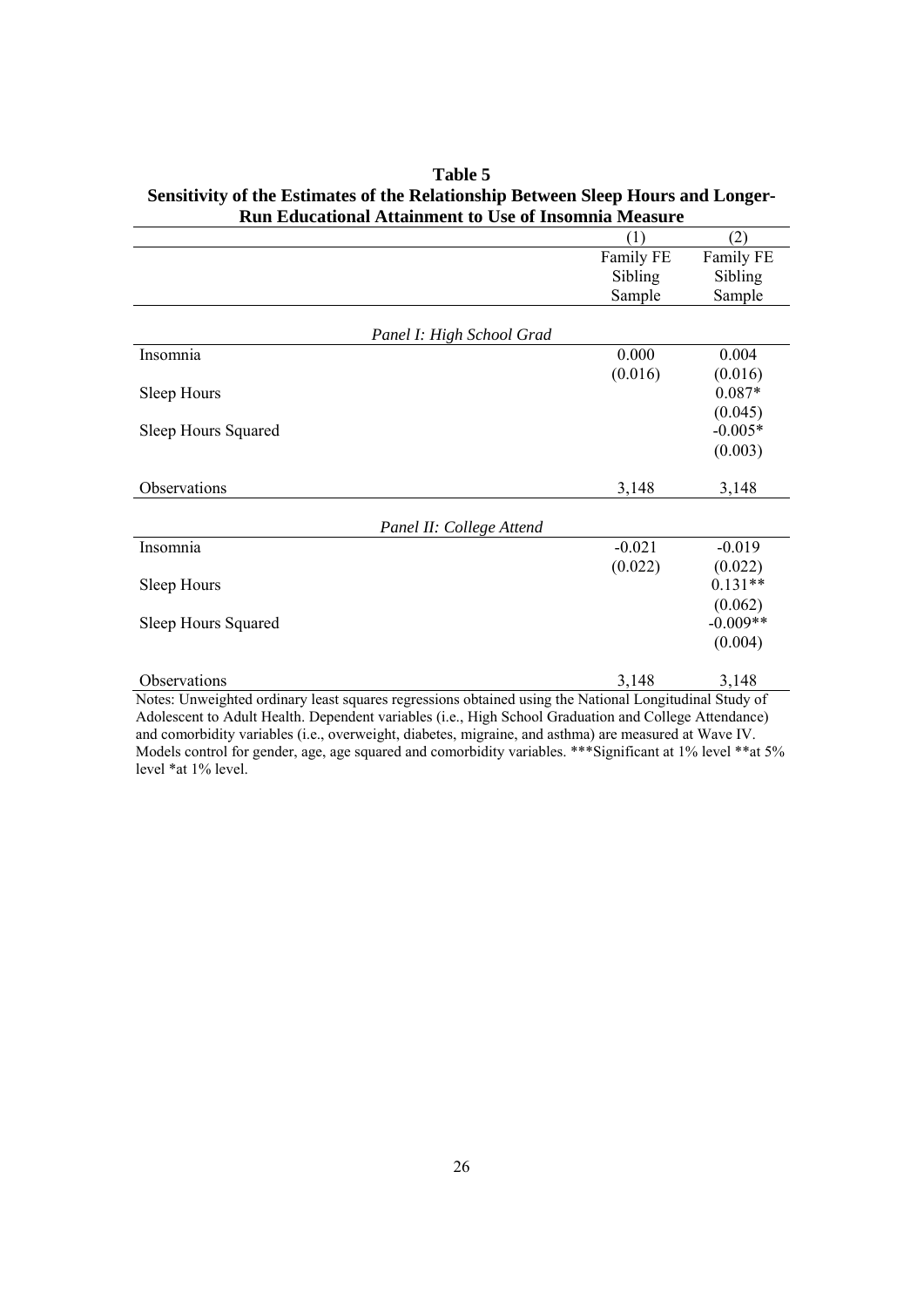**Table 5**
**Sensitivity of the Estimates of the Relationship Between Sleep Hours and Longer-Run Educational Attainment to Use of Insomnia Measure**

| | (1) | (2) |
|---|---|---|
| | Family FE Sibling Sample | Family FE Sibling Sample |
| *Panel I: High School Grad* | | |
| Insomnia | 0.000 | 0.004 |
| | (0.016) | (0.016) |
| Sleep Hours | | 0.087* |
| | | (0.045) |
| Sleep Hours Squared | | -0.005* |
| | | (0.003) |
| Observations | 3,148 | 3,148 |
| *Panel II: College Attend* | | |
| Insomnia | -0.021 | -0.019 |
| | (0.022) | (0.022) |
| Sleep Hours | | 0.131** |
| | | (0.062) |
| Sleep Hours Squared | | -0.009** |
| | | (0.004) |
| Observations | 3,148 | 3,148 |

Notes: Unweighted ordinary least squares regressions obtained using the National Longitudinal Study of Adolescent to Adult Health. Dependent variables (i.e., High School Graduation and College Attendance) and comorbidity variables (i.e., overweight, diabetes, migraine, and asthma) are measured at Wave IV. Models control for gender, age, age squared and comorbidity variables. ***Significant at 1% level **at 5% level *at 1% level.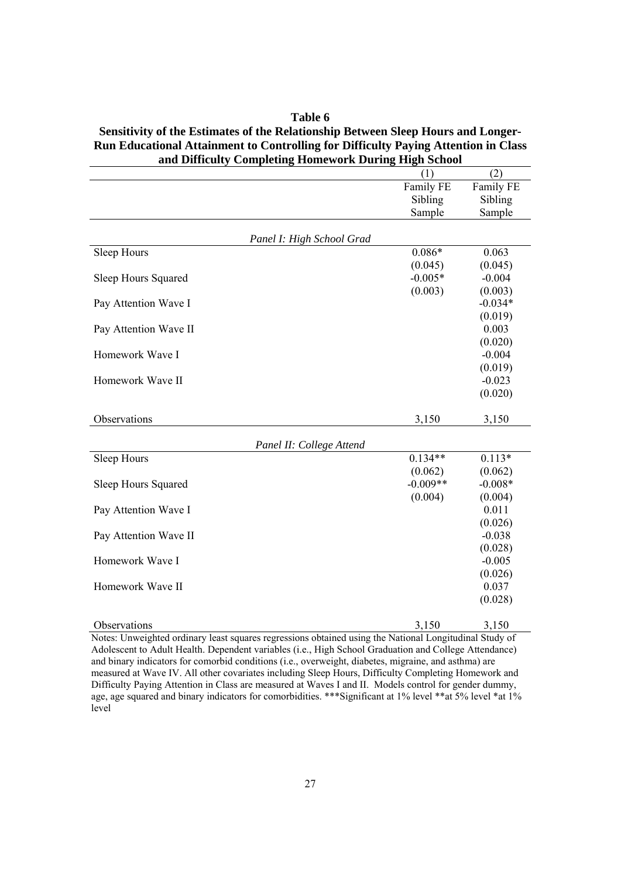**Table 6**

**Sensitivity of the Estimates of the Relationship Between Sleep Hours and Longer-Run Educational Attainment to Controlling for Difficulty Paying Attention in Class and Difficulty Completing Homework During High School**

| | (1) | (2) |
|---|---|---|
| | Family FE Sibling Sample | Family FE Sibling Sample |
| *Panel I: High School Grad* | | |
| Sleep Hours | 0.086* | 0.063 |
| | (0.045) | (0.045) |
| Sleep Hours Squared | -0.005* | -0.004 |
| | (0.003) | (0.003) |
| Pay Attention Wave I | | -0.034* |
| | | (0.019) |
| Pay Attention Wave II | | 0.003 |
| | | (0.020) |
| Homework Wave I | | -0.004 |
| | | (0.019) |
| Homework Wave II | | -0.023 |
| | | (0.020) |
| Observations | 3,150 | 3,150 |
| *Panel II: College Attend* | | |
| Sleep Hours | 0.134** | 0.113* |
| | (0.062) | (0.062) |
| Sleep Hours Squared | -0.009** | -0.008* |
| | (0.004) | (0.004) |
| Pay Attention Wave I | | 0.011 |
| | | (0.026) |
| Pay Attention Wave II | | -0.038 |
| | | (0.028) |
| Homework Wave I | | -0.005 |
| | | (0.026) |
| Homework Wave II | | 0.037 |
| | | (0.028) |
| Observations | 3,150 | 3,150 |

Notes: Unweighted ordinary least squares regressions obtained using the National Longitudinal Study of Adolescent to Adult Health. Dependent variables (i.e., High School Graduation and College Attendance) and binary indicators for comorbid conditions (i.e., overweight, diabetes, migraine, and asthma) are measured at Wave IV. All other covariates including Sleep Hours, Difficulty Completing Homework and Difficulty Paying Attention in Class are measured at Waves I and II. Models control for gender dummy, age, age squared and binary indicators for comorbidities. ***Significant at 1% level **at 5% level *at 1% level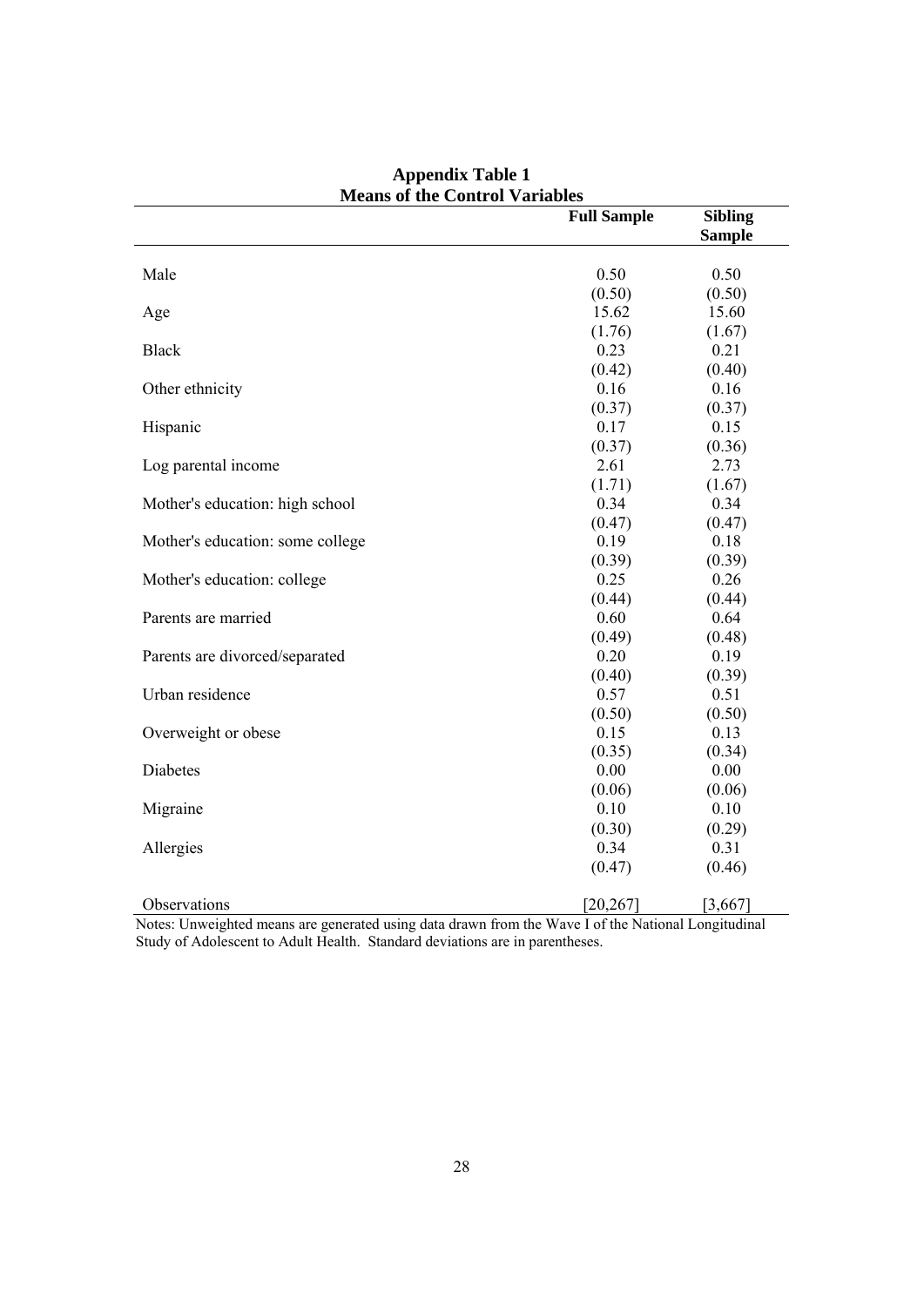**Appendix Table 1**
**Means of the Control Variables**

| | Full Sample | Sibling Sample |
|---|---|---|
| Male | 0.50 | 0.50 |
| | (0.50) | (0.50) |
| Age | 15.62 | 15.60 |
| | (1.76) | (1.67) |
| Black | 0.23 | 0.21 |
| | (0.42) | (0.40) |
| Other ethnicity | 0.16 | 0.16 |
| | (0.37) | (0.37) |
| Hispanic | 0.17 | 0.15 |
| | (0.37) | (0.36) |
| Log parental income | 2.61 | 2.73 |
| | (1.71) | (1.67) |
| Mother's education: high school | 0.34 | 0.34 |
| | (0.47) | (0.47) |
| Mother's education: some college | 0.19 | 0.18 |
| | (0.39) | (0.39) |
| Mother's education: college | 0.25 | 0.26 |
| | (0.44) | (0.44) |
| Parents are married | 0.60 | 0.64 |
| | (0.49) | (0.48) |
| Parents are divorced/separated | 0.20 | 0.19 |
| | (0.40) | (0.39) |
| Urban residence | 0.57 | 0.51 |
| | (0.50) | (0.50) |
| Overweight or obese | 0.15 | 0.13 |
| | (0.35) | (0.34) |
| Diabetes | 0.00 | 0.00 |
| | (0.06) | (0.06) |
| Migraine | 0.10 | 0.10 |
| | (0.30) | (0.29) |
| Allergies | 0.34 | 0.31 |
| | (0.47) | (0.46) |
| Observations | [20,267] | [3,667] |

Notes: Unweighted means are generated using data drawn from the Wave I of the National Longitudinal Study of Adolescent to Adult Health. Standard deviations are in parentheses.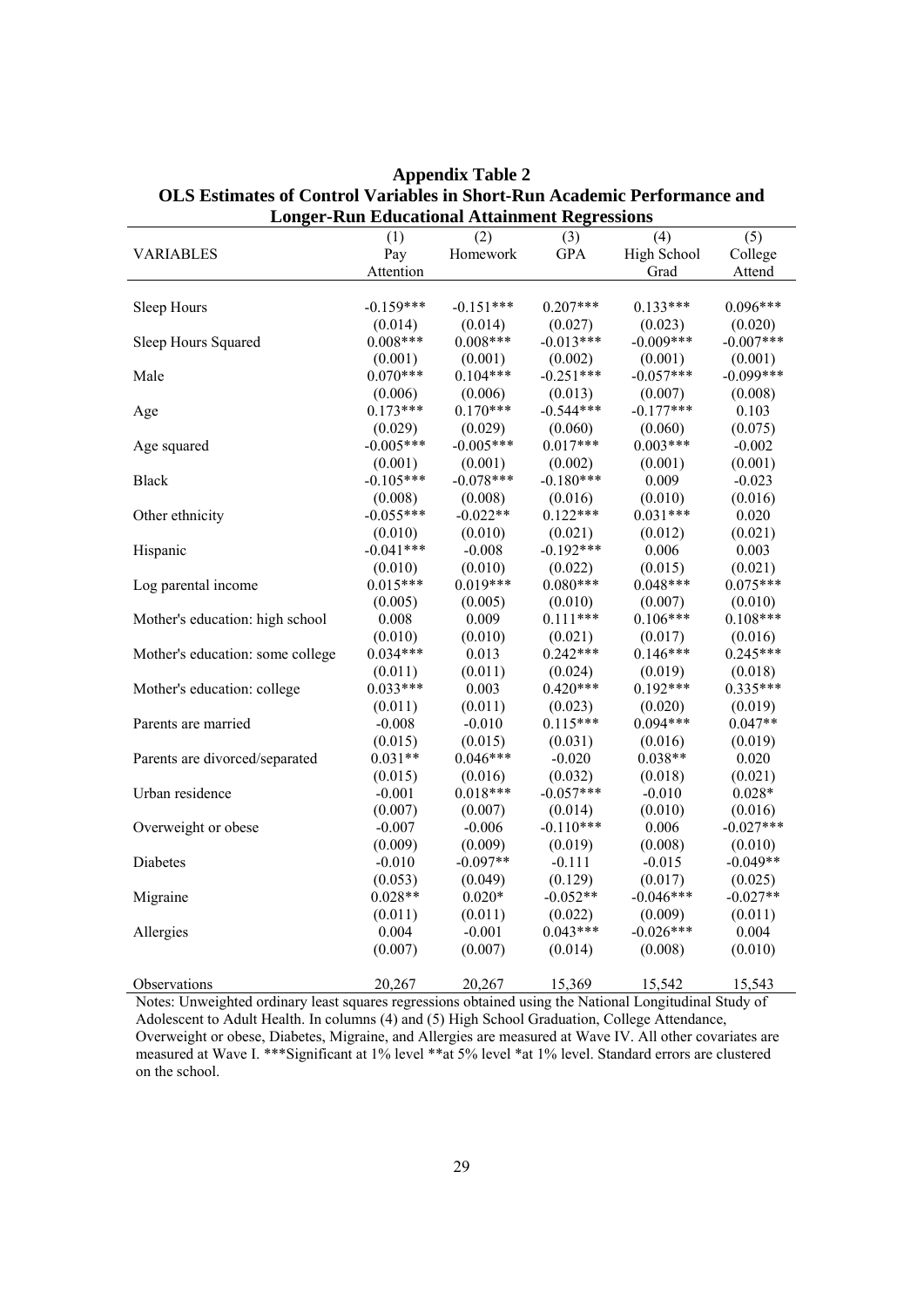**Appendix Table 2**
**OLS Estimates of Control Variables in Short-Run Academic Performance and Longer-Run Educational Attainment Regressions**

| VARIABLES | (1)<br>Pay Attention | (2)<br>Homework | (3)<br>GPA | (4)<br>High School Grad | (5)<br>College Attend |
|---|---|---|---|---|---|
| Sleep Hours | -0.159*** | -0.151*** | 0.207*** | 0.133*** | 0.096*** |
| | (0.014) | (0.014) | (0.027) | (0.023) | (0.020) |
| Sleep Hours Squared | 0.008*** | 0.008*** | -0.013*** | -0.009*** | -0.007*** |
| | (0.001) | (0.001) | (0.002) | (0.001) | (0.001) |
| Male | 0.070*** | 0.104*** | -0.251*** | -0.057*** | -0.099*** |
| | (0.006) | (0.006) | (0.013) | (0.007) | (0.008) |
| Age | 0.173*** | 0.170*** | -0.544*** | -0.177*** | 0.103 |
| | (0.029) | (0.029) | (0.060) | (0.060) | (0.075) |
| Age squared | -0.005*** | -0.005*** | 0.017*** | 0.003*** | -0.002 |
| | (0.001) | (0.001) | (0.002) | (0.001) | (0.001) |
| Black | -0.105*** | -0.078*** | -0.180*** | 0.009 | -0.023 |
| | (0.008) | (0.008) | (0.016) | (0.010) | (0.016) |
| Other ethnicity | -0.055*** | -0.022** | 0.122*** | 0.031*** | 0.020 |
| | (0.010) | (0.010) | (0.021) | (0.012) | (0.021) |
| Hispanic | -0.041*** | -0.008 | -0.192*** | 0.006 | 0.003 |
| | (0.010) | (0.010) | (0.022) | (0.015) | (0.021) |
| Log parental income | 0.015*** | 0.019*** | 0.080*** | 0.048*** | 0.075*** |
| | (0.005) | (0.005) | (0.010) | (0.007) | (0.010) |
| Mother's education: high school | 0.008 | 0.009 | 0.111*** | 0.106*** | 0.108*** |
| | (0.010) | (0.010) | (0.021) | (0.017) | (0.016) |
| Mother's education: some college | 0.034*** | 0.013 | 0.242*** | 0.146*** | 0.245*** |
| | (0.011) | (0.011) | (0.024) | (0.019) | (0.018) |
| Mother's education: college | 0.033*** | 0.003 | 0.420*** | 0.192*** | 0.335*** |
| | (0.011) | (0.011) | (0.023) | (0.020) | (0.019) |
| Parents are married | -0.008 | -0.010 | 0.115*** | 0.094*** | 0.047** |
| | (0.015) | (0.015) | (0.031) | (0.016) | (0.019) |
| Parents are divorced/separated | 0.031** | 0.046*** | -0.020 | 0.038** | 0.020 |
| | (0.015) | (0.016) | (0.032) | (0.018) | (0.021) |
| Urban residence | -0.001 | 0.018*** | -0.057*** | -0.010 | 0.028* |
| | (0.007) | (0.007) | (0.014) | (0.010) | (0.016) |
| Overweight or obese | -0.007 | -0.006 | -0.110*** | 0.006 | -0.027*** |
| | (0.009) | (0.009) | (0.019) | (0.008) | (0.010) |
| Diabetes | -0.010 | -0.097** | -0.111 | -0.015 | -0.049** |
| | (0.053) | (0.049) | (0.129) | (0.017) | (0.025) |
| Migraine | 0.028** | 0.020* | -0.052** | -0.046*** | -0.027** |
| | (0.011) | (0.011) | (0.022) | (0.009) | (0.011) |
| Allergies | 0.004 | -0.001 | 0.043*** | -0.026*** | 0.004 |
| | (0.007) | (0.007) | (0.014) | (0.008) | (0.010) |
| Observations | 20,267 | 20,267 | 15,369 | 15,542 | 15,543 |

Notes: Unweighted ordinary least squares regressions obtained using the National Longitudinal Study of Adolescent to Adult Health. In columns (4) and (5) High School Graduation, College Attendance, Overweight or obese, Diabetes, Migraine, and Allergies are measured at Wave IV. All other covariates are measured at Wave I. ***Significant at 1% level **at 5% level *at 1% level. Standard errors are clustered on the school.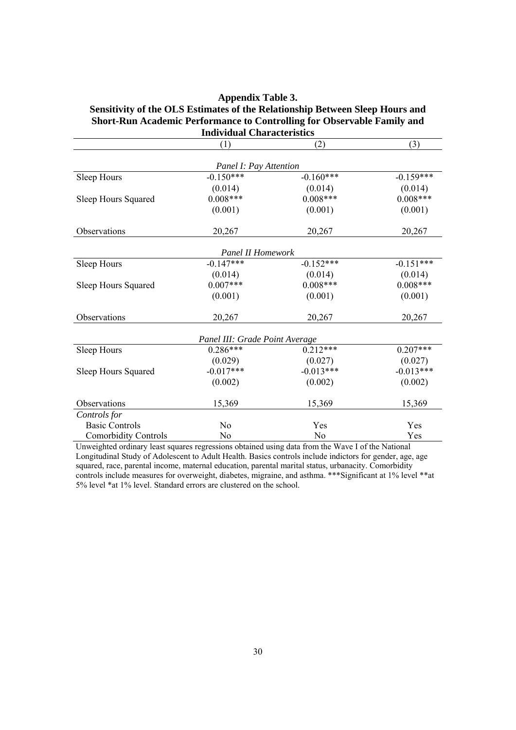**Appendix Table 3.**
**Sensitivity of the OLS Estimates of the Relationship Between Sleep Hours and Short-Run Academic Performance to Controlling for Observable Family and Individual Characteristics**

| | (1) | (2) | (3) |
|---|---|---|---|
| | *Panel I: Pay Attention* | | |
| Sleep Hours | -0.150*** | -0.160*** | -0.159*** |
| | (0.014) | (0.014) | (0.014) |
| Sleep Hours Squared | 0.008*** | 0.008*** | 0.008*** |
| | (0.001) | (0.001) | (0.001) |
| Observations | 20,267 | 20,267 | 20,267 |
| | *Panel II Homework* | | |
| Sleep Hours | -0.147*** | -0.152*** | -0.151*** |
| | (0.014) | (0.014) | (0.014) |
| Sleep Hours Squared | 0.007*** | 0.008*** | 0.008*** |
| | (0.001) | (0.001) | (0.001) |
| Observations | 20,267 | 20,267 | 20,267 |
| | *Panel III: Grade Point Average* | | |
| Sleep Hours | 0.286*** | 0.212*** | 0.207*** |
| | (0.029) | (0.027) | (0.027) |
| Sleep Hours Squared | -0.017*** | -0.013*** | -0.013*** |
| | (0.002) | (0.002) | (0.002) |
| Observations | 15,369 | 15,369 | 15,369 |
| *Controls for* | | | |
| Basic Controls | No | Yes | Yes |
| Comorbidity Controls | No | No | Yes |

Unweighted ordinary least squares regressions obtained using data from the Wave I of the National Longitudinal Study of Adolescent to Adult Health. Basics controls include indictors for gender, age, age squared, race, parental income, maternal education, parental marital status, urbanacity. Comorbidity controls include measures for overweight, diabetes, migraine, and asthma. ***Significant at 1% level **at 5% level *at 1% level. Standard errors are clustered on the school.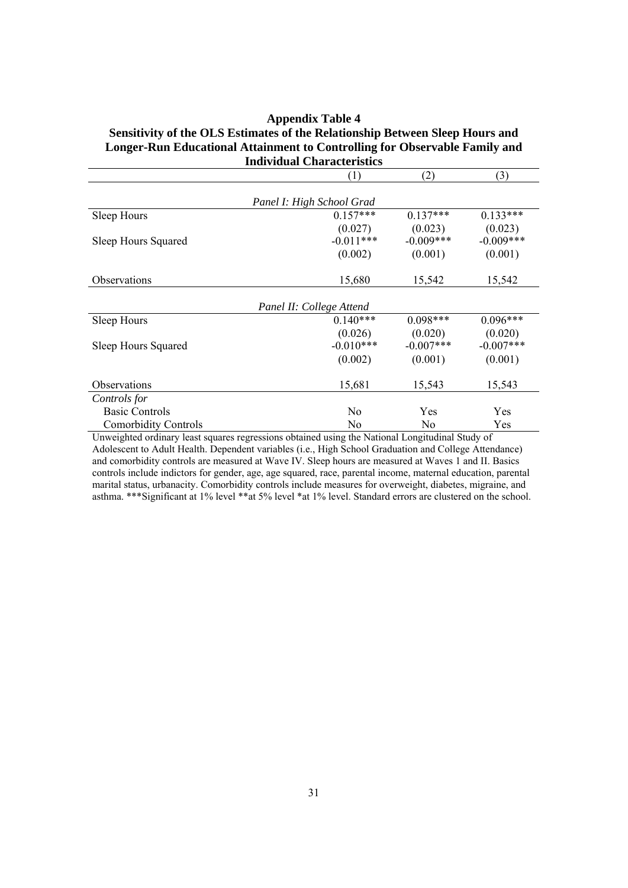**Appendix Table 4**

**Sensitivity of the OLS Estimates of the Relationship Between Sleep Hours and Longer-Run Educational Attainment to Controlling for Observable Family and Individual Characteristics**

| | (1) | (2) | (3) |
|---|---|---|---|
| *Panel I: High School Grad* | | | |
| Sleep Hours | 0.157*** | 0.137*** | 0.133*** |
| | (0.027) | (0.023) | (0.023) |
| Sleep Hours Squared | -0.011*** | -0.009*** | -0.009*** |
| | (0.002) | (0.001) | (0.001) |
| Observations | 15,680 | 15,542 | 15,542 |
| *Panel II: College Attend* | | | |
| Sleep Hours | 0.140*** | 0.098*** | 0.096*** |
| | (0.026) | (0.020) | (0.020) |
| Sleep Hours Squared | -0.010*** | -0.007*** | -0.007*** |
| | (0.002) | (0.001) | (0.001) |
| Observations | 15,681 | 15,543 | 15,543 |
| *Controls for* | | | |
| Basic Controls | No | Yes | Yes |
| Comorbidity Controls | No | No | Yes |

Unweighted ordinary least squares regressions obtained using the National Longitudinal Study of Adolescent to Adult Health. Dependent variables (i.e., High School Graduation and College Attendance) and comorbidity controls are measured at Wave IV. Sleep hours are measured at Waves 1 and II. Basics controls include indictors for gender, age, age squared, race, parental income, maternal education, parental marital status, urbanacity. Comorbidity controls include measures for overweight, diabetes, migraine, and asthma. ***Significant at 1% level **at 5% level *at 1% level. Standard errors are clustered on the school.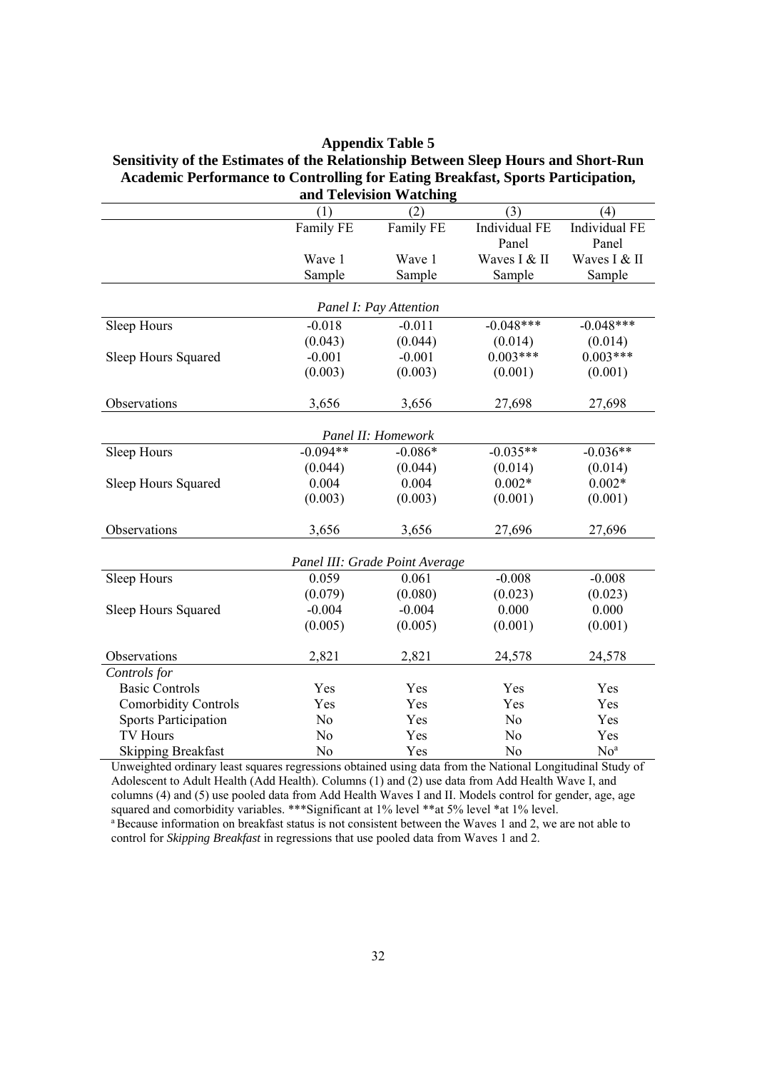# Appendix Table 5

**Sensitivity of the Estimates of the Relationship Between Sleep Hours and Short-Run Academic Performance to Controlling for Eating Breakfast, Sports Participation, and Television Watching**

| | (1) | (2) | (3) | (4) |
|---|---|---|---|---|
| | Family FE | Family FE | Individual FE Panel | Individual FE Panel |
| | Wave 1 Sample | Wave 1 Sample | Waves I & II Sample | Waves I & II Sample |
| *Panel I: Pay Attention* | | | | |
| Sleep Hours | -0.018 | -0.011 | -0.048*** | -0.048*** |
| | (0.043) | (0.044) | (0.014) | (0.014) |
| Sleep Hours Squared | -0.001 | -0.001 | 0.003*** | 0.003*** |
| | (0.003) | (0.003) | (0.001) | (0.001) |
| Observations | 3,656 | 3,656 | 27,698 | 27,698 |
| *Panel II: Homework* | | | | |
| Sleep Hours | -0.094** | -0.086* | -0.035** | -0.036** |
| | (0.044) | (0.044) | (0.014) | (0.014) |
| Sleep Hours Squared | 0.004 | 0.004 | 0.002* | 0.002* |
| | (0.003) | (0.003) | (0.001) | (0.001) |
| Observations | 3,656 | 3,656 | 27,696 | 27,696 |
| *Panel III: Grade Point Average* | | | | |
| Sleep Hours | 0.059 | 0.061 | -0.008 | -0.008 |
| | (0.079) | (0.080) | (0.023) | (0.023) |
| Sleep Hours Squared | -0.004 | -0.004 | 0.000 | 0.000 |
| | (0.005) | (0.005) | (0.001) | (0.001) |
| Observations | 2,821 | 2,821 | 24,578 | 24,578 |
| *Controls for* | | | | |
| Basic Controls | Yes | Yes | Yes | Yes |
| Comorbidity Controls | Yes | Yes | Yes | Yes |
| Sports Participation | No | Yes | No | Yes |
| TV Hours | No | Yes | No | Yes |
| Skipping Breakfast | No | Yes | No | No[a] |

Unweighted ordinary least squares regressions obtained using data from the National Longitudinal Study of Adolescent to Adult Health (Add Health). Columns (1) and (2) use data from Add Health Wave I, and columns (4) and (5) use pooled data from Add Health Waves I and II. Models control for gender, age, age squared and comorbidity variables. ***Significant at 1% level **at 5% level *at 1% level.

[a] Because information on breakfast status is not consistent between the Waves 1 and 2, we are not able to control for *Skipping Breakfast* in regressions that use pooled data from Waves 1 and 2.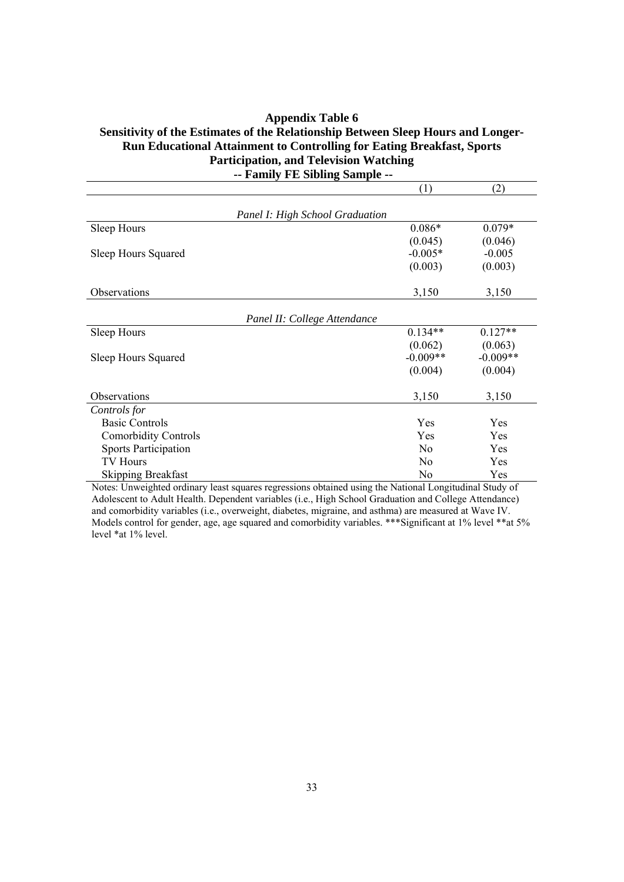**Appendix Table 6**

**Sensitivity of the Estimates of the Relationship Between Sleep Hours and Longer-Run Educational Attainment to Controlling for Eating Breakfast, Sports Participation, and Television Watching**

**-- Family FE Sibling Sample --**

| | (1) | (2) |
|---|---|---|
| *Panel I: High School Graduation* | | |
| Sleep Hours | 0.086* | 0.079* |
| | (0.045) | (0.046) |
| Sleep Hours Squared | -0.005* | -0.005 |
| | (0.003) | (0.003) |
| Observations | 3,150 | 3,150 |
| *Panel II: College Attendance* | | |
| Sleep Hours | 0.134** | 0.127** |
| | (0.062) | (0.063) |
| Sleep Hours Squared | -0.009** | -0.009** |
| | (0.004) | (0.004) |
| Observations | 3,150 | 3,150 |
| *Controls for* | | |
| Basic Controls | Yes | Yes |
| Comorbidity Controls | Yes | Yes |
| Sports Participation | No | Yes |
| TV Hours | No | Yes |
| Skipping Breakfast | No | Yes |

Notes: Unweighted ordinary least squares regressions obtained using the National Longitudinal Study of Adolescent to Adult Health. Dependent variables (i.e., High School Graduation and College Attendance) and comorbidity variables (i.e., overweight, diabetes, migraine, and asthma) are measured at Wave IV. Models control for gender, age, age squared and comorbidity variables. ***Significant at 1% level **at 5% level *at 1% level.